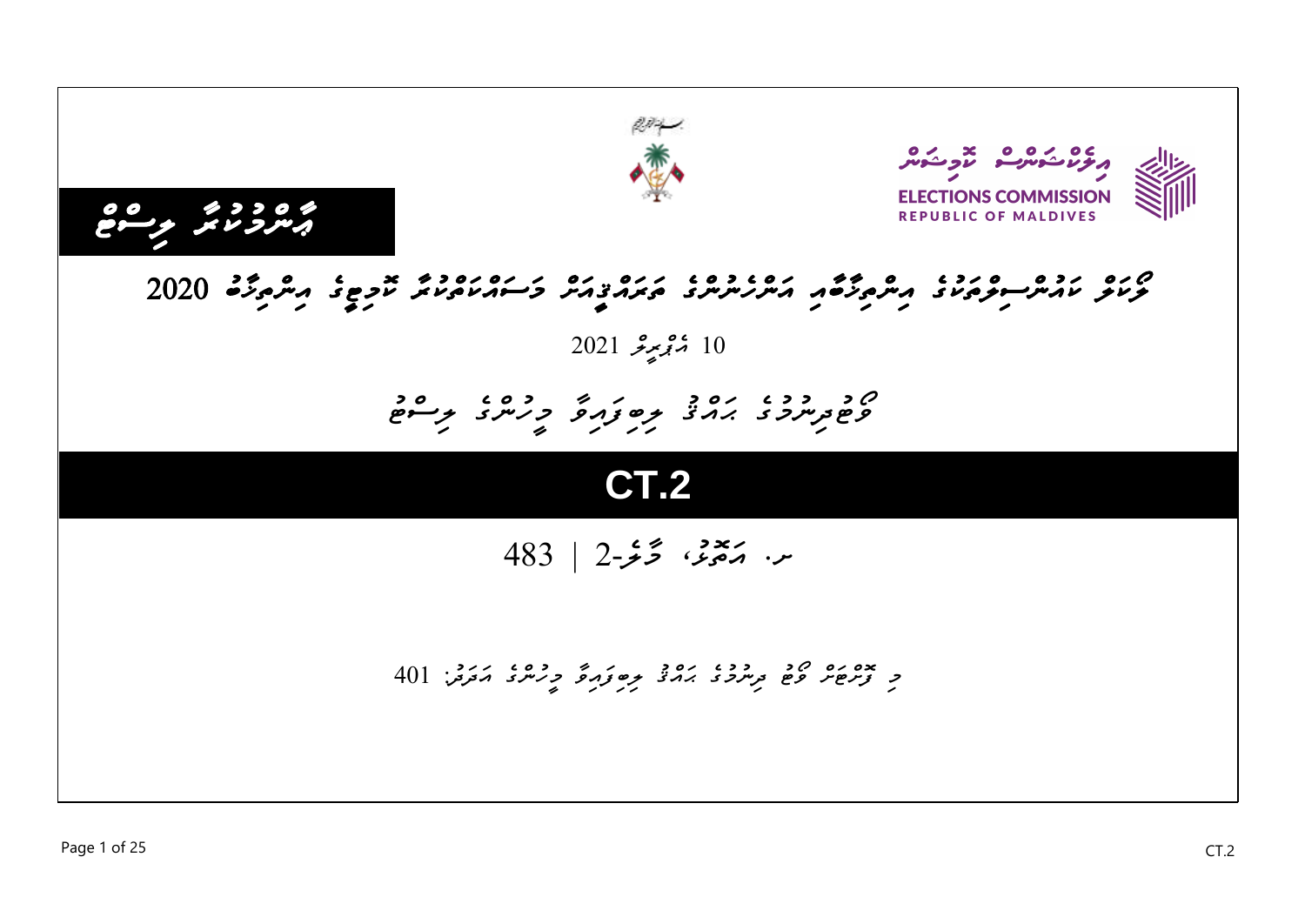ބިސްމިއްލާހިއްރަޙްމާނިއްރަޙީމް

އިލެކްޝަންސް ކޮމިޝަން

ELECTIONS COMMISSION

REPUBLIC OF MALDIVES

އާންމުކުރާ ލިސްޓު

# ލޯކަލް ކައުންސިލްތަކުގެ އިންތިޚާބާއި އަންހެނުންގެ ތަރައްޤީއަށް މަސައްކަތްކުރާ ކޮމިޓީގެ އިންތިޚާބު 2020

10 އެޕްރީލް 2021

ވޯޓުދިނުމުގެ ޙައްޤު ލިބިފައިވާ މީހުންގެ ލިސްޓު

# CT.2

ނ. އަތޮޅު، މާފަރު-2 | 483

މި ފޮތުބަސް ވޯޓު ދިނުމުގެ ޙައްޤު ލިބިފައިވާ މީހުންގެ އަދަދު: 401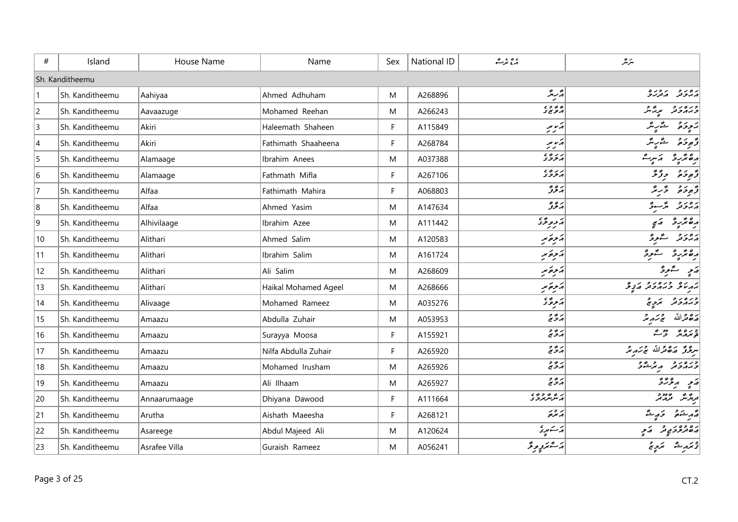| # | Island | House Name | Name | Sex | National ID | ގެއެގުމަ | ނަން |
|---|---|---|---|---|---|---|---|
| Sh. Kanditheemu | | | | | | | |
| 1 | Sh. Kanditheemu | Aahiyaa | Ahmed Adhuham | M | A268896 | އާހިޔާ | އަހުމަދު އަދުހަމް |
| 2 | Sh. Kanditheemu | Aavaazuge | Mohamed Reehan | M | A266243 | އާވާޒުގެ | މުހައްމަދު ރީހާން |
| 3 | Sh. Kanditheemu | Akiri | Haleemath Shaheen | F | A115849 | އަކިރި | ހަލީމަތު ޝާހީން |
| 4 | Sh. Kanditheemu | Akiri | Fathimath Shaaheena | F | A268784 | އަކިރި | ފާތިމަތު ޝާހީނާ |
| 5 | Sh. Kanditheemu | Alamaage | Ibrahim Anees | M | A037388 | އަލަމާގެ | އިބްރާހީމް އަނީސް |
| 6 | Sh. Kanditheemu | Alamaage | Fathmath Mifla | F | A267106 | އަލަމާގެ | ފާތިމަތު މިފްލާ |
| 7 | Sh. Kanditheemu | Alfaa | Fathimath Mahira | F | A068803 | އަލްފާ | ފާތިމަތު މާހިރާ |
| 8 | Sh. Kanditheemu | Alfaa | Ahmed Yasim | M | A147634 | އަލްފާ | އަހުމަދު ޔާސިމް |
| 9 | Sh. Kanditheemu | Alhivilaage | Ibrahim Azee | M | A111442 | އަލްހިވިލާގެ | އިބްރާހީމް އަޒީ |
| 10 | Sh. Kanditheemu | Alithari | Ahmed Salim | M | A120583 | އަލިތަރި | އަހުމަދު ސާލިމް |
| 11 | Sh. Kanditheemu | Alithari | Ibrahim Salim | M | A161724 | އަލިތަރި | އިބްރާހީމް ސާލިމް |
| 12 | Sh. Kanditheemu | Alithari | Ali Salim | M | A268609 | އަލިތަރި | އަލި ސާލިމް |
| 13 | Sh. Kanditheemu | Alithari | Haikal Mohamed Ageel | M | A268666 | އަލިތަރި | ހައިކަލް މުހައްމަދު އަގީލް |
| 14 | Sh. Kanditheemu | Alivaage | Mohamed Rameez | M | A035276 | އަލިވާގެ | މުހައްމަދު ރަމީޒް |
| 15 | Sh. Kanditheemu | Amaazu | Abdulla Zuhair | M | A053953 | އަމާޒު | އަބްދުﷲ ޒުހައިރު |
| 16 | Sh. Kanditheemu | Amaazu | Surayya Moosa | F | A155921 | އަމާޒު | ޘުރައްޔާ މޫސާ |
| 17 | Sh. Kanditheemu | Amaazu | Nilfa Abdulla Zuhair | F | A265920 | އަމާޒު | ނިލްފާ އަބްދުﷲ ޒުހައިރު |
| 18 | Sh. Kanditheemu | Amaazu | Mohamed Irusham | M | A265926 | އަމާޒު | މުހައްމަދު އިރުޝާމް |
| 19 | Sh. Kanditheemu | Amaazu | Ali Ilhaam | M | A265927 | އަމާޒު | އަލި އިލްހާމް |
| 20 | Sh. Kanditheemu | Annaarumaage | Dhiyana Dawood | F | A111664 | އަންނާރުމާގެ | ދިޔާނާ ދާއޫދު |
| 21 | Sh. Kanditheemu | Arutha | Aishath Maeesha | F | A268121 | އަރުތަ | އާއިޝަތު މައީޝާ |
| 22 | Sh. Kanditheemu | Asareege | Abdul Majeed Ali | M | A120624 | އަސަރީގެ | އަބްދުލްމަޖީދު އަލި |
| 23 | Sh. Kanditheemu | Asrafee Villa | Guraish Rameez | M | A056241 | އަސްރަފީވިލާ | ގުރައިޝް ރަމީޒް |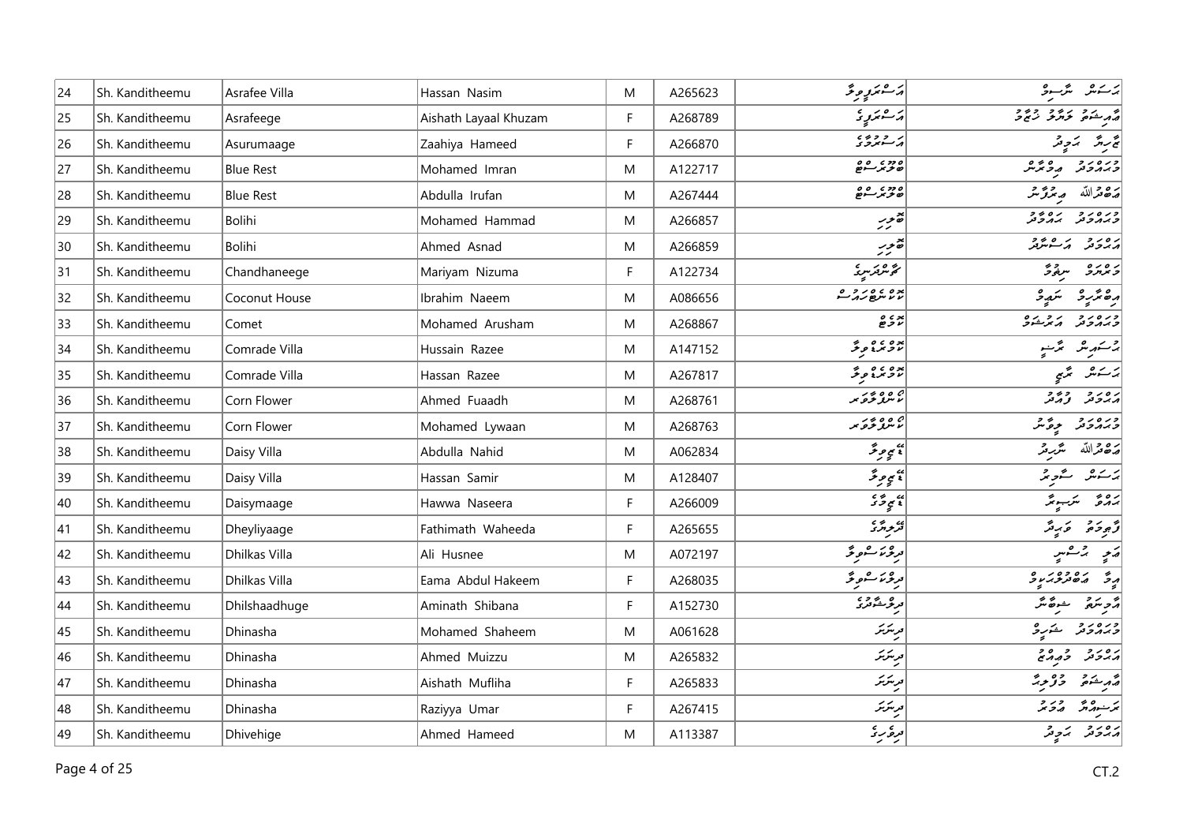| 24 | Sh. Kanditheemu | Asrafee Villa | Hassan Nasim | M | A265623 | އަސްރަފީވިލާ | ހަސަން ނާސިމް |
|---|---|---|---|---|---|---|---|
| 25 | Sh. Kanditheemu | Asrafeege | Aishath Layaal Khuzam | F | A268789 | އަސްރަފީގެ | އައިށަތު ލަޔާލް ހުޒާމް |
| 26 | Sh. Kanditheemu | Asurumaage | Zaahiya Hameed | F | A266870 | އަސުރުމާގެ | ޒާހިޔާ ހަމީދު |
| 27 | Sh. Kanditheemu | Blue Rest | Mohamed Imran | M | A122717 | ބްލޫރެސްޓް | މުހައްމަދު އިމްރާން |
| 28 | Sh. Kanditheemu | Blue Rest | Abdulla Irufan | M | A267444 | ބްލޫރެސްޓް | އަބްދުﷲ އިރުފާން |
| 29 | Sh. Kanditheemu | Bolihi | Mohamed Hammad | M | A266857 | ބޮލިހި | މުހައްމަދު ހައްމާދު |
| 30 | Sh. Kanditheemu | Bolihi | Ahmed Asnad | M | A266859 | ބޮލިހި | އަހުމަދު އަސްނާދު |
| 31 | Sh. Kanditheemu | Chandhaneege | Mariyam Nizuma | F | A122734 | ޗަންދަނީގެ | މަރިޔަމް ނިޒުމާ |
| 32 | Sh. Kanditheemu | Coconut House | Ibrahim Naeem | M | A086656 | ކޯކޯނަޓްހައުސް | އިބްރާހީމް ނައީމް |
| 33 | Sh. Kanditheemu | Comet | Mohamed Arusham | M | A268867 | ކޮމެޓް | މުހައްމަދު އަރުޝަމް |
| 34 | Sh. Kanditheemu | Comrade Villa | Hussain Razee | M | A147152 | ކޮމްރެޑްވިލާ | ހުސައިން ރާޒީ |
| 35 | Sh. Kanditheemu | Comrade Villa | Hassan Razee | M | A267817 | ކޮމްރެޑްވިލާ | ހަސަން ރާޒީ |
| 36 | Sh. Kanditheemu | Corn Flower | Ahmed Fuaadh | M | A268761 | ކޯންފްލަވަރ | އަހުމަދު ފުއާދު |
| 37 | Sh. Kanditheemu | Corn Flower | Mohamed Lywaan | M | A268763 | ކޯންފްލަވަރ | މުހައްމަދު ލީވާން |
| 38 | Sh. Kanditheemu | Daisy Villa | Abdulla Nahid | M | A062834 | ޑޭޒީވިލާ | އަބްދުﷲ ނާހިދު |
| 39 | Sh. Kanditheemu | Daisy Villa | Hassan Samir | M | A128407 | ޑޭޒީވިލާ | ހަސަން ސާމިރު |
| 40 | Sh. Kanditheemu | Daisymaage | Hawwa Naseera | F | A266009 | ޑޭޒީމާގެ | ހައްވާ ނަސީރާ |
| 41 | Sh. Kanditheemu | Dheyliyaage | Fathimath Waheeda | F | A265655 | ދޭލިޔާގެ | ފާތިމަތު ވަހީދާ |
| 42 | Sh. Kanditheemu | Dhilkas Villa | Ali Husnee | M | A072197 | ދިލްކަސްވިލާ | އަލި ހުސްނީ |
| 43 | Sh. Kanditheemu | Dhilkas Villa | Eama Abdul Hakeem | F | A268035 | ދިލްކަސްވިލާ | އީމާ އަބްދުލްހަކީމް |
| 44 | Sh. Kanditheemu | Dhilshaadhuge | Aminath Shibana | F | A152730 | ދިލްޝާދުގެ | އާމިނަތު ޝިބާނާ |
| 45 | Sh. Kanditheemu | Dhinasha | Mohamed Shaheem | M | A061628 | ދިނަޝާ | މުހައްމަދު ޝަހީމް |
| 46 | Sh. Kanditheemu | Dhinasha | Ahmed Muizzu | M | A265832 | ދިނަޝާ | އަހުމަދު މުޢިއްޒު |
| 47 | Sh. Kanditheemu | Dhinasha | Aishath Mufliha | F | A265833 | ދިނަޝާ | އައިށަތު މުފްލިހާ |
| 48 | Sh. Kanditheemu | Dhinasha | Raziyya Umar | F | A267415 | ދިނަޝާ | ރާޒިއްޔާ ޢުމަރު |
| 49 | Sh. Kanditheemu | Dhivehige | Ahmed Hameed | M | A113387 | ދިވެހިގެ | އަހުމަދު ހަމީދު |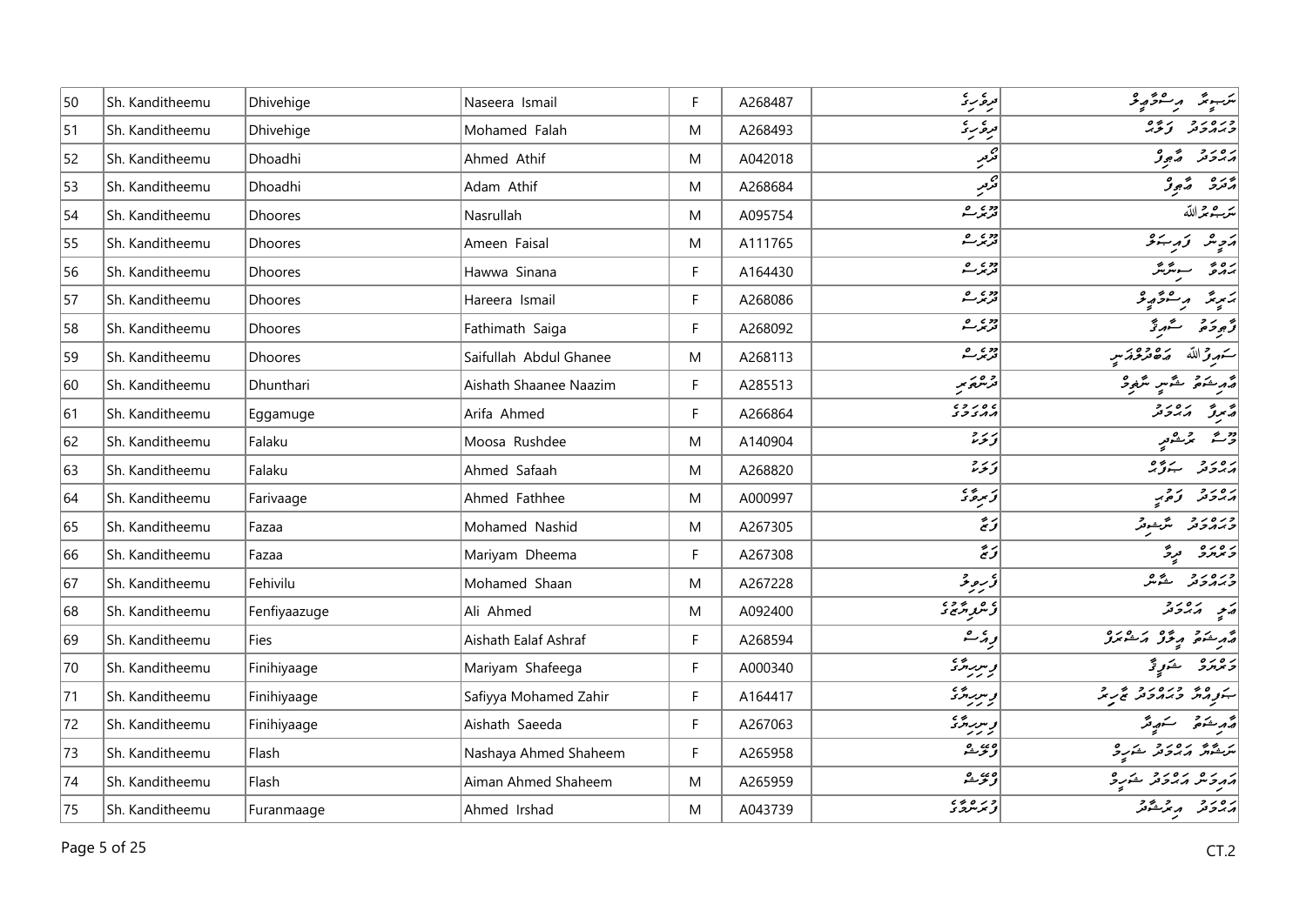| 50 | Sh. Kanditheemu | Dhivehige | Naseera Ismail | F | A268487 | ދިވެހިގެ | ނަސީރާ އިސްމާއިލް |
|---|---|---|---|---|---|---|---|
| 51 | Sh. Kanditheemu | Dhivehige | Mohamed Falah | M | A268493 | ދިވެހިގެ | މުހައްމަދު ފަލާހް |
| 52 | Sh. Kanditheemu | Dhoadhi | Ahmed Athif | M | A042018 | ދޯދި | އަހުމަދު އާތިފް |
| 53 | Sh. Kanditheemu | Dhoadhi | Adam Athif | M | A268684 | ދޯދި | އާދަމް އާތިފް |
| 54 | Sh. Kanditheemu | Dhoores | Nasrullah | M | A095754 | ދޫރެސް | ނަސްރުﷲ |
| 55 | Sh. Kanditheemu | Dhoores | Ameen Faisal | M | A111765 | ދޫރެސް | އަމީން ފައިސަލް |
| 56 | Sh. Kanditheemu | Dhoores | Hawwa Sinana | F | A164430 | ދޫރެސް | ހައްވާ ސިނާނާ |
| 57 | Sh. Kanditheemu | Dhoores | Hareera Ismail | F | A268086 | ދޫރެސް | ހަރީރާ އިސްމާއިލް |
| 58 | Sh. Kanditheemu | Dhoores | Fathimath Saiga | F | A268092 | ދޫރެސް | ފާތިމަތު ސާއިގާ |
| 59 | Sh. Kanditheemu | Dhoores | Saifullah Abdul Ghanee | M | A268113 | ދޫރެސް | ސައިފުﷲ އަބްދުލްޣަނީ |
| 60 | Sh. Kanditheemu | Dhunthari | Aishath Shaanee Naazim | F | A285513 | ދުންތަރި | އާއިޝަތު ޝާނީ ނާޒިމް |
| 61 | Sh. Kanditheemu | Eggamuge | Arifa Ahmed | F | A266864 | އެގަމުގެ | އާރިފާ އަހުމަދު |
| 62 | Sh. Kanditheemu | Falaku | Moosa Rushdee | M | A140904 | ފަލަކު | މޫސާ ރުޝްދީ |
| 63 | Sh. Kanditheemu | Falaku | Ahmed Safaah | M | A268820 | ފަލަކު | އަހުމަދު ސަފާހް |
| 64 | Sh. Kanditheemu | Farivaage | Ahmed Fathhee | M | A000997 | ފަރިވާގެ | އަހުމަދު ފަތުހީ |
| 65 | Sh. Kanditheemu | Fazaa | Mohamed Nashid | M | A267305 | ފަޒާ | މުހައްމަދު ނާޝިދު |
| 66 | Sh. Kanditheemu | Fazaa | Mariyam Dheema | F | A267308 | ފަޒާ | މަރިޔަމް ދީމާ |
| 67 | Sh. Kanditheemu | Fehivilu | Mohamed Shaan | M | A267228 | ފެހިވިލު | މުހައްމަދު ޝާން |
| 68 | Sh. Kanditheemu | Fenfiyaazuge | Ali Ahmed | M | A092400 | ފެންފިޔާޒުގެ | އަލި އަހުމަދު |
| 69 | Sh. Kanditheemu | Fies | Aishath Ealaf Ashraf | F | A268594 | ފިއެސް | އާއިޝަތު އީލާފް އަޝްރަފް |
| 70 | Sh. Kanditheemu | Finihiyaage | Mariyam Shafeega | F | A000340 | ފިނިހިޔާގެ | މަރިޔަމް ޝަފީގާ |
| 71 | Sh. Kanditheemu | Finihiyaage | Safiyya Mohamed Zahir | F | A164417 | ފިނިހިޔާގެ | ސަފިއްޔާ މުހައްމަދު ޒާހިރު |
| 72 | Sh. Kanditheemu | Finihiyaage | Aishath Saeeda | F | A267063 | ފިނިހިޔާގެ | އާއިޝަތު ސަޢީދާ |
| 73 | Sh. Kanditheemu | Flash | Nashaya Ahmed Shaheem | F | A265958 | ފްލެޝް | ނަޝާޔާ އަހުމަދު ޝަހީމް |
| 74 | Sh. Kanditheemu | Flash | Aiman Ahmed Shaheem | M | A265959 | ފްލެޝް | އައިމަން އަހުމަދު ޝަހީމް |
| 75 | Sh. Kanditheemu | Furanmaage | Ahmed Irshad | M | A043739 | ފުރަންމާގެ | އަހުމަދު އިރުޝާދު |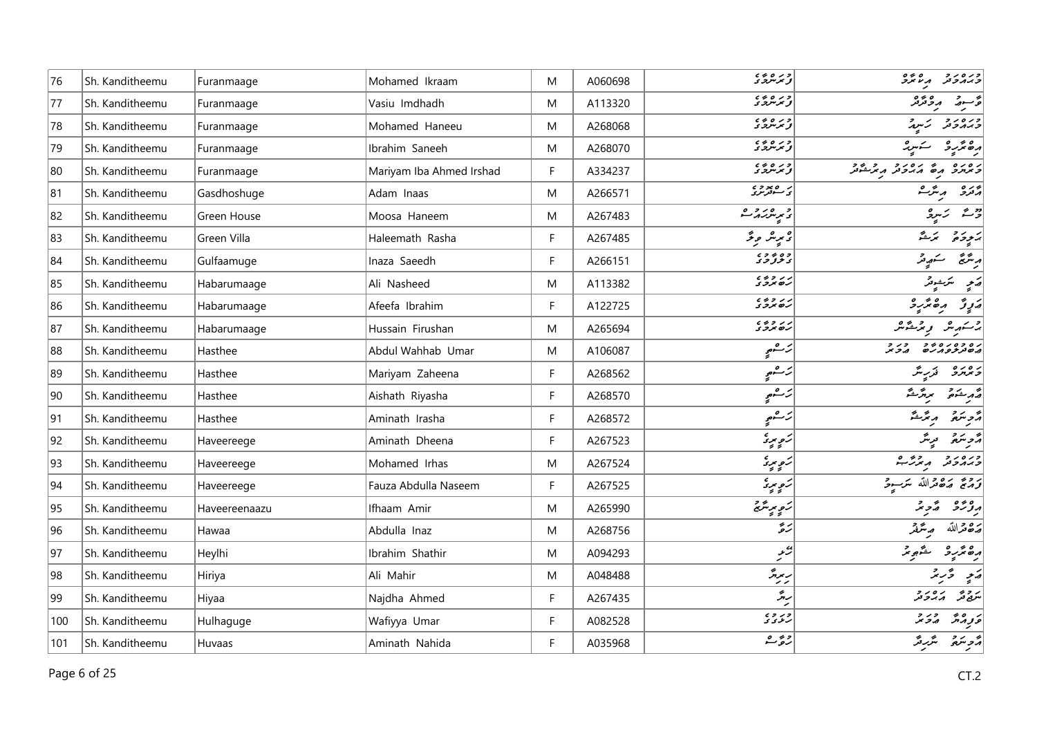| 76 | Sh. Kanditheemu | Furanmaage | Mohamed Ikraam | M | A060698 | ފުރަންމާގެ | މުޙައްމަދު އިކްރާމް |
|---|---|---|---|---|---|---|---|
| 77 | Sh. Kanditheemu | Furanmaage | Vasiu Imdhadh | M | A113320 | ފުރަންމާގެ | ވާސިއު އިމްދާދު |
| 78 | Sh. Kanditheemu | Furanmaage | Mohamed Haneeu | M | A268068 | ފުރަންމާގެ | މުޙައްމަދު ހަނީއު |
| 79 | Sh. Kanditheemu | Furanmaage | Ibrahim Saneeh | M | A268070 | ފުރަންމާގެ | އިބްރާހީމް ސަނީހު |
| 80 | Sh. Kanditheemu | Furanmaage | Mariyam Iba Ahmed Irshad | F | A334237 | ފުރަންމާގެ | މަރްޔަމް އިބާ އަޙްމަދު އިރްޝާދު |
| 81 | Sh. Kanditheemu | Gasdhoshuge | Adam Inaas | M | A266571 | ގަސްދޮށުގެ | އާދަމް އިނާސް |
| 82 | Sh. Kanditheemu | Green House | Moosa Haneem | M | A267483 | ގްރީންހައުސް | މޫސާ ހަނީމް |
| 83 | Sh. Kanditheemu | Green Villa | Haleemath Rasha | F | A267485 | ގްރީން ވިލާ | ހަލީމަތު ރަޝާ |
| 84 | Sh. Kanditheemu | Gulfaamuge | Inaza Saeedh | F | A266151 | ގުލްފާމުގެ | އިނާޒާ ސައީދު |
| 85 | Sh. Kanditheemu | Habarumaage | Ali Nasheed | M | A113382 | ހަބަރުމާގެ | އަލި ނަޝީދު |
| 86 | Sh. Kanditheemu | Habarumaage | Afeefa Ibrahim | F | A122725 | ހަބަރުމާގެ | އަފީފާ އިބްރާހީމް |
| 87 | Sh. Kanditheemu | Habarumaage | Hussain Firushan | M | A265694 | ހަބަރުމާގެ | ހުސައިން ފިރުޝާން |
| 88 | Sh. Kanditheemu | Hasthee | Abdul Wahhab Umar | M | A106087 | ހަސްތީ | އަބްދުލްވައްހާބް އުމަރު |
| 89 | Sh. Kanditheemu | Hasthee | Mariyam Zaheena | F | A268562 | ހަސްތީ | މަރްޔަމް ޒަހީނާ |
| 90 | Sh. Kanditheemu | Hasthee | Aishath Riyasha | F | A268570 | ހަސްތީ | އާއިޝަތު ރިޔާޝާ |
| 91 | Sh. Kanditheemu | Hasthee | Aminath Irasha | F | A268572 | ހަސްތީ | އާމިނަތު އިރާޝާ |
| 92 | Sh. Kanditheemu | Haveereege | Aminath Dheena | F | A267523 | ހަވީރީގެ | އާމިނަތު ދީނާ |
| 93 | Sh. Kanditheemu | Haveereege | Mohamed Irhas | M | A267524 | ހަވީރީގެ | މުޙައްމަދު އިރުހާސް |
| 94 | Sh. Kanditheemu | Haveereege | Fauza Abdulla Naseem | F | A267525 | ހަވީރީގެ | ފައުޒާ އަބްދުﷲ ނަސީމު |
| 95 | Sh. Kanditheemu | Haveereenaazu | Ifhaam Amir | M | A265990 | ހަވީރީނާޒު | އިފްހާމް އާމިރު |
| 96 | Sh. Kanditheemu | Hawaa | Abdulla Inaz | M | A268756 | ހަވާ | އަބްދުﷲ އިނާޒު |
| 97 | Sh. Kanditheemu | Heylhi | Ibrahim Shathir | M | A094293 | ހޭޅި | އިބްރާހީމް ޝާތިރު |
| 98 | Sh. Kanditheemu | Hiriya | Ali Mahir | M | A048488 | ހިރިޔާ | އަލި މާހިރު |
| 99 | Sh. Kanditheemu | Hiyaa | Najdha Ahmed | F | A267435 | ހިޔާ | ނަޖްދާ އަޙްމަދު |
| 100 | Sh. Kanditheemu | Hulhaguge | Wafiyya Umar | F | A082528 | ހުޅަގުގެ | ވަފިއްޔާ އުމަރު |
| 101 | Sh. Kanditheemu | Huvaas | Aminath Nahida | F | A035968 | ހުވާސް | އާމިނަތު ނާހިދާ |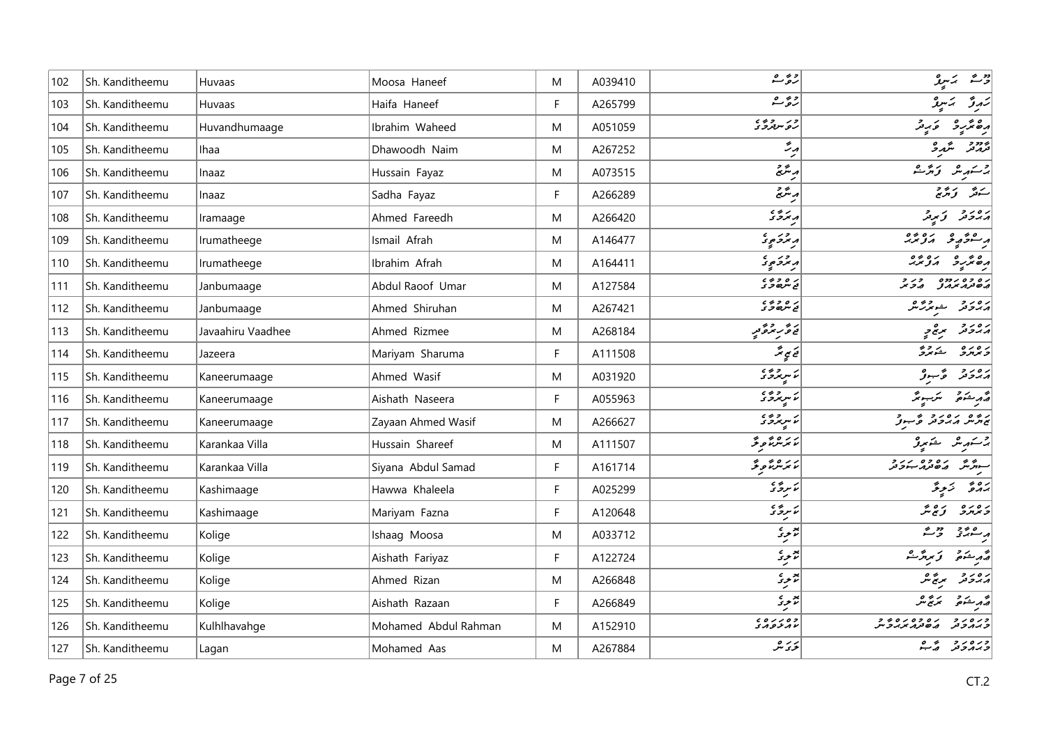| 102 | Sh. Kanditheemu | Huvaas | Moosa Haneef | M | A039410 | ހުވާސް | މޫސާ ޙަނީފް |
|---|---|---|---|---|---|---|---|
| 103 | Sh. Kanditheemu | Huvaas | Haifa Haneef | F | A265799 | ހުވާސް | ހައިފާ ޙަނީފް |
| 104 | Sh. Kanditheemu | Huvandhumaage | Ibrahim Waheed | M | A051059 | ހުވަނދުމާގެ | އިބްރާހީމް ވަޙީދު |
| 105 | Sh. Kanditheemu | Ihaa | Dhawoodh Naim | M | A267252 | އިހާ | ދާވޫދު ނާއިމް |
| 106 | Sh. Kanditheemu | Inaaz | Hussain Fayaz | M | A073515 | އިނާޒް | ޙުސައިން ފައްޔާޒް |
| 107 | Sh. Kanditheemu | Inaaz | Sadha Fayaz | F | A266289 | އިނާޒް | ސަދާ ފައްޔާޒް |
| 108 | Sh. Kanditheemu | Iramaage | Ahmed Fareedh | M | A266420 | އިރަމާގެ | އަޙްމަދު ފަރީދު |
| 109 | Sh. Kanditheemu | Irumatheege | Ismail Afrah | M | A146477 | އިރުމަތީގެ | އިސްމާއީލް އަފްރާހް |
| 110 | Sh. Kanditheemu | Irumatheege | Ibrahim Afrah | M | A164411 | އިރުމަތީގެ | އިބްރާހީމް އަފްރާހް |
| 111 | Sh. Kanditheemu | Janbumaage | Abdul Raoof Umar | M | A127584 | ޖަންބުމާގެ | އަބްދުލްރައޫފް އުމަރު |
| 112 | Sh. Kanditheemu | Janbumaage | Ahmed Shiruhan | M | A267421 | ޖަންބުމާގެ | އަޙްމަދު ޝިރުހާން |
| 113 | Sh. Kanditheemu | Javaahiru Vaadhee | Ahmed Rizmee | M | A268184 | ޖަވާހިރުވާދީ | އަޙްމަދު ރިޒްމީ |
| 114 | Sh. Kanditheemu | Jazeera | Mariyam Sharuma | F | A111508 | ޖަޒީރާ | މަރިޔަމް ޝަރުމާ |
| 115 | Sh. Kanditheemu | Kaneerumaage | Ahmed Wasif | M | A031920 | ކަނީރުމާގެ | އަޙްމަދު ވާސިފް |
| 116 | Sh. Kanditheemu | Kaneerumaage | Aishath Naseera | F | A055963 | ކަނީރުމާގެ | އާއިޝަތު ނަސީރާ |
| 117 | Sh. Kanditheemu | Kaneerumaage | Zayaan Ahmed Wasif | M | A266627 | ކަނީރުމާގެ | ޒަޔާން އަޙްމަދު ވާސިފް |
| 118 | Sh. Kanditheemu | Karankaa Villa | Hussain Shareef | M | A111507 | ކަރަންކާވިލާ | ޙުސައިން ޝަރީފް |
| 119 | Sh. Kanditheemu | Karankaa Villa | Siyana Abdul Samad | F | A161714 | ކަރަންކާވިލާ | ސިޔާނާ އަބްދުލްޞަމަދު |
| 120 | Sh. Kanditheemu | Kashimaage | Hawwa Khaleela | F | A025299 | ކަށިމާގެ | ޙައްވާ ޚަލީލާ |
| 121 | Sh. Kanditheemu | Kashimaage | Mariyam Fazna | F | A120648 | ކަށިމާގެ | މަރިޔަމް ފަޒްނާ |
| 122 | Sh. Kanditheemu | Kolige | Ishaag Moosa | M | A033712 | ކޮލިގެ | އިސްޙާޤު މޫސާ |
| 123 | Sh. Kanditheemu | Kolige | Aishath Fariyaz | F | A122724 | ކޮލިގެ | އާއިޝަތު ފަރިޔާޒް |
| 124 | Sh. Kanditheemu | Kolige | Ahmed Rizan | M | A266848 | ކޮލިގެ | އަޙްމަދު ރިޒާން |
| 125 | Sh. Kanditheemu | Kolige | Aishath Razaan | F | A266849 | ކޮލިގެ | އާއިޝަތު ރަޒާން |
| 126 | Sh. Kanditheemu | Kulhlhavahge | Mohamed Abdul Rahman | M | A152910 | ކުޅްޅަވައްގެ | މުޙައްމަދު އަބްދުއްރަޙްމާން |
| 127 | Sh. Kanditheemu | Lagan | Mohamed Aas | M | A267884 | ލަގަން | މުޙައްމަދު އާސް |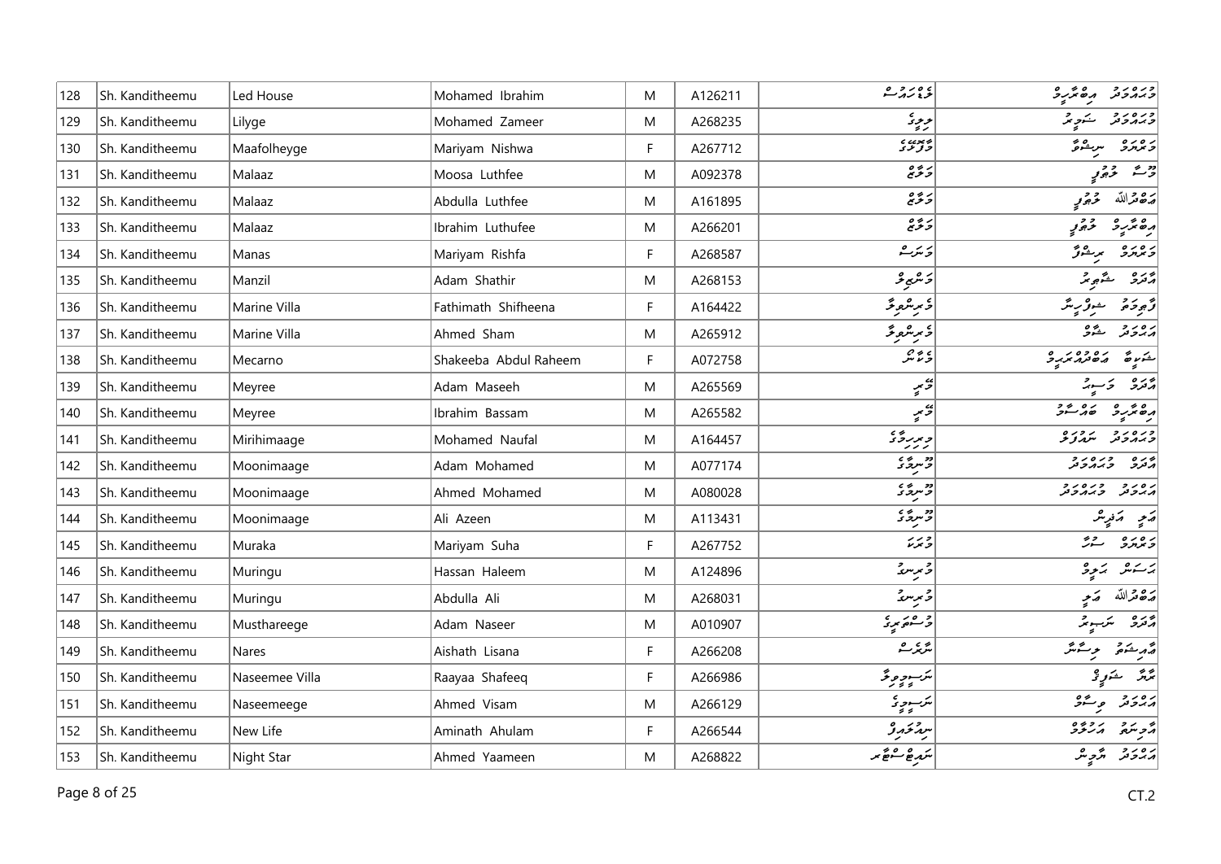| 128 | Sh. Kanditheemu | Led House | Mohamed Ibrahim | M | A126211 | ޅެޑްހައުސް | މުހައްމަދު އިބްރާހީމް |
|---|---|---|---|---|---|---|---|
| 129 | Sh. Kanditheemu | Lilyge | Mohamed Zameer | M | A268235 | ލިލީގެ | މުހައްމަދު ޒަމީރު |
| 130 | Sh. Kanditheemu | Maafolheyge | Mariyam Nishwa | F | A267712 | މާފޮޅޭގެ | މަރިޔަމް ނިޝްވާ |
| 131 | Sh. Kanditheemu | Malaaz | Moosa Luthfee | M | A092378 | މަލާޒް | މޫސާ ލުތުފީ |
| 132 | Sh. Kanditheemu | Malaaz | Abdulla Luthfee | M | A161895 | މަލާޒް | އަބްދުﷲ ލުތުފީ |
| 133 | Sh. Kanditheemu | Malaaz | Ibrahim Luthufee | M | A266201 | މަލާޒް | އިބްރާހީމް ލުތުފީ |
| 134 | Sh. Kanditheemu | Manas | Mariyam Rishfa | F | A268587 | މަނަސް | މަރިޔަމް ރިޝްފާ |
| 135 | Sh. Kanditheemu | Manzil | Adam Shathir | M | A268153 | މަންޒިލް | އާދަމް ޝާތިރު |
| 136 | Sh. Kanditheemu | Marine Villa | Fathimath Shifheena | F | A164422 | މެރިންވިލާ | ފާތިމަތު ޝިފްހީނާ |
| 137 | Sh. Kanditheemu | Marine Villa | Ahmed Sham | M | A265912 | މެރިންވިލާ | އަހުމަދު ޝާމް |
| 138 | Sh. Kanditheemu | Mecarno | Shakeeba Abdul Raheem | F | A072758 | މެކާނޯ | ޝަކީބާ އަބްދުއްރަހީމް |
| 139 | Sh. Kanditheemu | Meyree | Adam Maseeh | M | A265569 | މޭރީ | އާދަމް މަސީހު |
| 140 | Sh. Kanditheemu | Meyree | Ibrahim Bassam | M | A265582 | މޭރީ | އިބްރާހީމް ބައްސާމް |
| 141 | Sh. Kanditheemu | Mirihimaage | Mohamed Naufal | M | A164457 | މިރިހިމާގެ | މުހައްމަދު ނައުފަލް |
| 142 | Sh. Kanditheemu | Moonimaage | Adam Mohamed | M | A077174 | މޫނިމާގެ | އާދަމް މުހައްމަދު |
| 143 | Sh. Kanditheemu | Moonimaage | Ahmed Mohamed | M | A080028 | މޫނިމާގެ | އަހުމަދު މުހައްމަދު |
| 144 | Sh. Kanditheemu | Moonimaage | Ali Azeen | M | A113431 | މޫނިމާގެ | އަލި އަޒީން |
| 145 | Sh. Kanditheemu | Muraka | Mariyam Suha | F | A267752 | މުރަކަ | މަރިޔަމް ސުހާ |
| 146 | Sh. Kanditheemu | Muringu | Hassan Haleem | M | A124896 | މުރިނގު | ހަސަން ހަލީމް |
| 147 | Sh. Kanditheemu | Muringu | Abdulla Ali | M | A268031 | މުރިނގު | އަބްދުﷲ އަލި |
| 148 | Sh. Kanditheemu | Musthareege | Adam Naseer | M | A010907 | މުސްތަރީގެ | އާދަމް ނަސީރު |
| 149 | Sh. Kanditheemu | Nares | Aishath Lisana | F | A266208 | ނެރެސް | އާއިޝަތު ލިސާނާ |
| 150 | Sh. Kanditheemu | Naseemee Villa | Raayaa Shafeeq | F | A266986 | ނަސީމީވިލާ | ރާޔާ ޝަފީޤު |
| 151 | Sh. Kanditheemu | Naseemeege | Ahmed Visam | M | A266129 | ނަސީމީގެ | އަހުމަދު ވިސާމް |
| 152 | Sh. Kanditheemu | New Life | Aminath Ahulam | F | A266544 | ނިއުލައިފް | އާމިނަތު އަހުލާމް |
| 153 | Sh. Kanditheemu | Night Star | Ahmed Yaameen | M | A268822 | ނައިޓްސްޓާރ | އަހުމަދު ޔާމީން |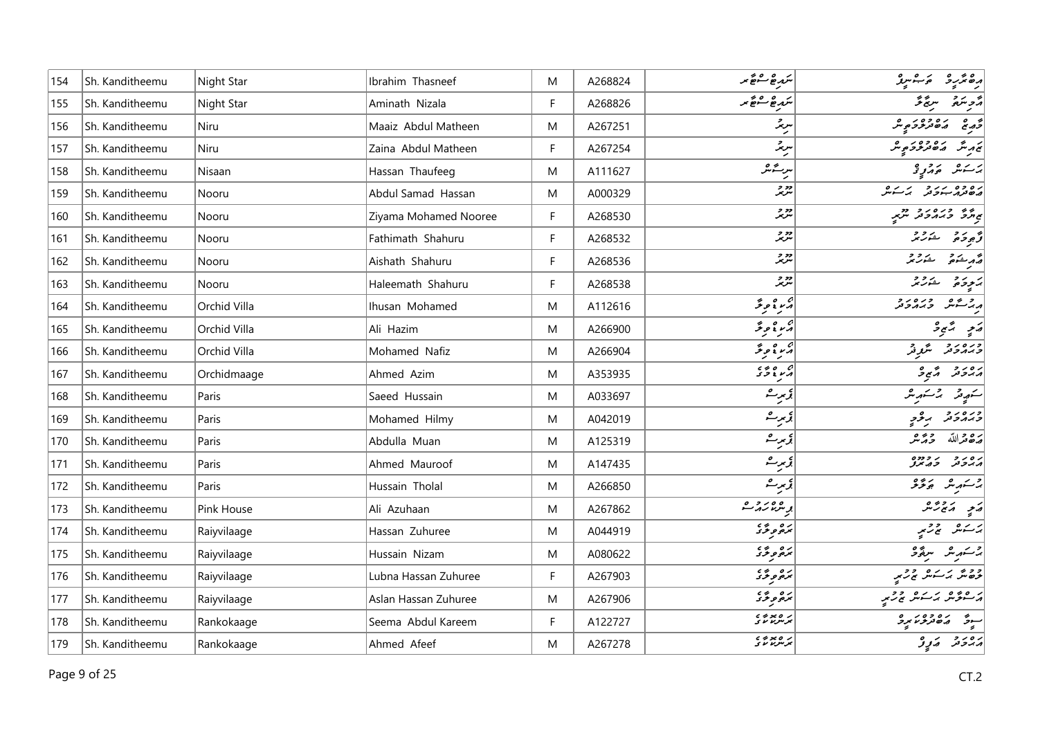| 154 | Sh. Kanditheemu | Night Star | Ibrahim Thasneef | M | A268824 | ސަރިޓްސްޓާރ | އިބްރާހީމް ތަސްނީފް |
|---|---|---|---|---|---|---|---|
| 155 | Sh. Kanditheemu | Night Star | Aminath Nizala | F | A268826 | ސަރިޓްސްޓާރ | އާމިނަތު ނިޒާލާ |
| 156 | Sh. Kanditheemu | Niru | Maaiz Abdul Matheen | M | A267251 | ނިރު | މާއިޒް އަބްދުލްމަތީން |
| 157 | Sh. Kanditheemu | Niru | Zaina Abdul Matheen | F | A267254 | ނިރު | ޒައިނާ އަބްދުލްމަތީން |
| 158 | Sh. Kanditheemu | Nisaan | Hassan Thaufeeg | M | A111627 | ނިސާން | ހަސަން ތައުފީގު |
| 159 | Sh. Kanditheemu | Nooru | Abdul Samad Hassan | M | A000329 | ނޫރު | އަބްދުއްސަމަދު ހަސަން |
| 160 | Sh. Kanditheemu | Nooru | Ziyama Mohamed Nooree | F | A268530 | ނޫރު | ޒިޔާމާ މުހައްމަދު ނޫރީ |
| 161 | Sh. Kanditheemu | Nooru | Fathimath Shahuru | F | A268532 | ނޫރު | ފާތިމަތު ޝަހުރު |
| 162 | Sh. Kanditheemu | Nooru | Aishath Shahuru | F | A268536 | ނޫރު | އާއިޝަތު ޝަހުރު |
| 163 | Sh. Kanditheemu | Nooru | Haleemath Shahuru | F | A268538 | ނޫރު | ހަލީމަތު ޝަހުރު |
| 164 | Sh. Kanditheemu | Orchid Villa | Ihusan Mohamed | M | A112616 | އޯކިޑްވިލާ | އިހުސާން މުހައްމަދު |
| 165 | Sh. Kanditheemu | Orchid Villa | Ali Hazim | M | A266900 | އޯކިޑްވިލާ | ޢަލީ ހާޒިމް |
| 166 | Sh. Kanditheemu | Orchid Villa | Mohamed Nafiz | M | A266904 | އޯކިޑްވިލާ | މުހައްމަދު ނާފިޒު |
| 167 | Sh. Kanditheemu | Orchidmaage | Ahmed Azim | M | A353935 | އޯކިޑްމާގެ | އަހުމަދު އާޒިމް |
| 168 | Sh. Kanditheemu | Paris | Saeed Hussain | M | A033697 | ޕެރިސް | ސައީދު ހުސައިން |
| 169 | Sh. Kanditheemu | Paris | Mohamed Hilmy | M | A042019 | ޕެރިސް | މުހައްމަދު ހިލްމީ |
| 170 | Sh. Kanditheemu | Paris | Abdulla Muan | M | A125319 | ޕެރިސް | އަބްދުﷲ މުއާން |
| 171 | Sh. Kanditheemu | Paris | Ahmed Mauroof | M | A147435 | ޕެރިސް | އަހުމަދު މައުރޫފު |
| 172 | Sh. Kanditheemu | Paris | Hussain Tholal | M | A266850 | ޕެރިސް | ހުސައިން ތޮލާލް |
| 173 | Sh. Kanditheemu | Pink House | Ali Azuhaan | M | A267862 | ޕިންކްހައުސް | ޢަލީ އަޒުހާން |
| 174 | Sh. Kanditheemu | Raiyvilaage | Hassan Zuhuree | M | A044919 | ރައްވިލާގެ | ހަސަން ޒުހުރީ |
| 175 | Sh. Kanditheemu | Raiyvilaage | Hussain Nizam | M | A080622 | ރައްވިލާގެ | ހުސައިން ނިޒާމް |
| 176 | Sh. Kanditheemu | Raiyvilaage | Lubna Hassan Zuhuree | F | A267903 | ރައްވިލާގެ | ލުބްނާ ހަސަން ޒުހުރީ |
| 177 | Sh. Kanditheemu | Raiyvilaage | Aslan Hassan Zuhuree | M | A267906 | ރައްވިލާގެ | އަސްލާން ހަސަން ޒުހުރީ |
| 178 | Sh. Kanditheemu | Rankokaage | Seema Abdul Kareem | F | A122727 | ރަންކޮކާގެ | ސީމާ އަބްދުލްކަރީމް |
| 179 | Sh. Kanditheemu | Rankokaage | Ahmed Afeef | M | A267278 | ރަންކޮކާގެ | އަހުމަދު އަފީފް |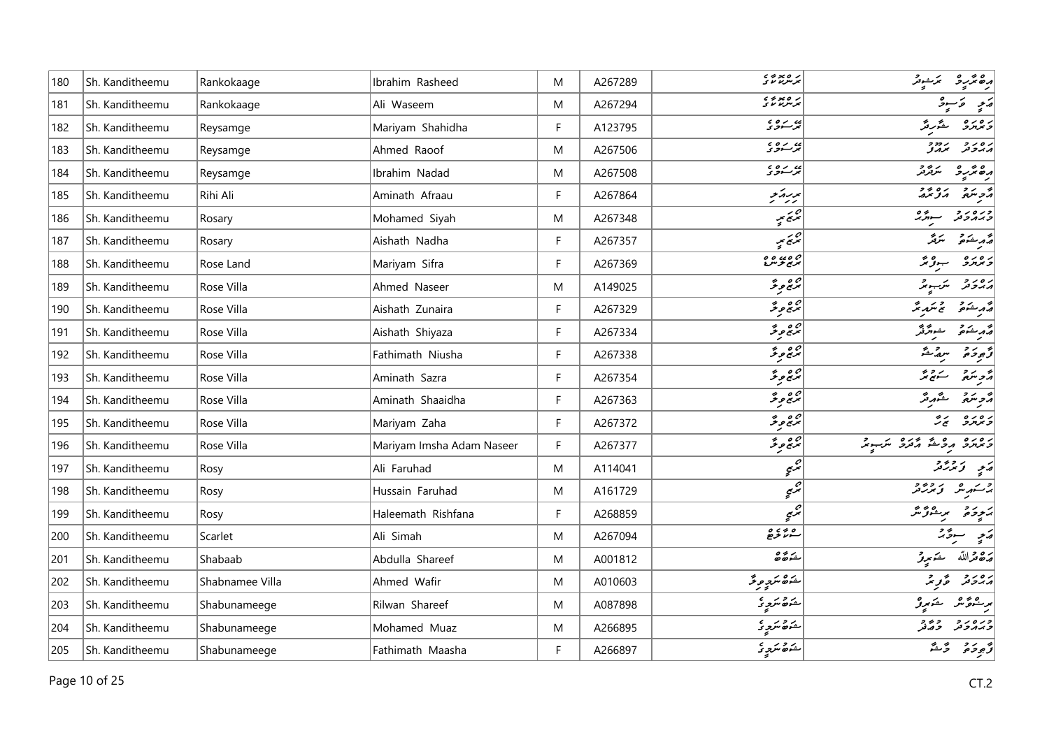| 180 | Sh. Kanditheemu | Rankokaage | Ibrahim Rasheed | M | A267289 | ރަންކޮކާގެ | އިބްރާހިމް ރަޝީދު |
|---|---|---|---|---|---|---|---|
| 181 | Sh. Kanditheemu | Rankokaage | Ali Waseem | M | A267294 | ރަންކޮކާގެ | އަލި ވަސީމް |
| 182 | Sh. Kanditheemu | Reysamge | Mariyam Shahidha | F | A123795 | ރޭސަމްގެ | މަރިޔަމް ޝާހިދާ |
| 183 | Sh. Kanditheemu | Reysamge | Ahmed Raoof | M | A267506 | ރޭސަމްގެ | އަޙްމަދު ރައޫފު |
| 184 | Sh. Kanditheemu | Reysamge | Ibrahim Nadad | M | A267508 | ރޭސަމްގެ | އިބްރާހިމް ނަދާދު |
| 185 | Sh. Kanditheemu | Rihi Ali | Aminath Afraau | F | A267864 | ރިހިއަލި | އާމިނަތު އަފްރާއު |
| 186 | Sh. Kanditheemu | Rosary | Mohamed Siyah | M | A267348 | ރޯޒަރީ | މުޙައްމަދު ސިޔާހު |
| 187 | Sh. Kanditheemu | Rosary | Aishath Nadha | F | A267357 | ރޯޒަރީ | އާއިޝަތު ނަދާ |
| 188 | Sh. Kanditheemu | Rose Land | Mariyam Sifra | F | A267369 | ރޯޒްލޭންޑް | މަރިޔަމް ސިފްރާ |
| 189 | Sh. Kanditheemu | Rose Villa | Ahmed Naseer | M | A149025 | ރޯޒްވިލާ | އަޙްމަދު ނަސީރު |
| 190 | Sh. Kanditheemu | Rose Villa | Aishath Zunaira | F | A267329 | ރޯޒްވިލާ | އާއިޝަތު ޒުނައިރާ |
| 191 | Sh. Kanditheemu | Rose Villa | Aishath Shiyaza | F | A267334 | ރޯޒްވިލާ | އާއިޝަތު ޝިޔާޒާ |
| 192 | Sh. Kanditheemu | Rose Villa | Fathimath Niusha | F | A267338 | ރޯޒްވިލާ | ފާތިމަތު ނިއުޝާ |
| 193 | Sh. Kanditheemu | Rose Villa | Aminath Sazra | F | A267354 | ރޯޒްވިލާ | އާމިނަތު ސަޒްރާ |
| 194 | Sh. Kanditheemu | Rose Villa | Aminath Shaaidha | F | A267363 | ރޯޒްވިލާ | އާމިނަތު ޝާއިދާ |
| 195 | Sh. Kanditheemu | Rose Villa | Mariyam Zaha | F | A267372 | ރޯޒްވިލާ | މަރިޔަމް ޒަހާ |
| 196 | Sh. Kanditheemu | Rose Villa | Mariyam Imsha Adam Naseer | F | A267377 | ރޯޒްވިލާ | މަރިޔަމް އިމްޝާ އާދަމް ނަސީރު |
| 197 | Sh. Kanditheemu | Rosy | Ali Faruhad | M | A114041 | ރޯޒީ | އަލި ފަރުހާދު |
| 198 | Sh. Kanditheemu | Rosy | Hussain Faruhad | M | A161729 | ރޯޒީ | ހުސައިން ފަރުހާދު |
| 199 | Sh. Kanditheemu | Rosy | Haleemath Rishfana | F | A268859 | ރޯޒީ | ހަލީމަތު ރިޝްފާނާ |
| 200 | Sh. Kanditheemu | Scarlet | Ali Simah | M | A267094 | ސްކާލެޓް | އަލި ސިމާހު |
| 201 | Sh. Kanditheemu | Shabaab | Abdulla Shareef | M | A001812 | ޝަބާބު | އަބްދުﷲ ޝަރީފު |
| 202 | Sh. Kanditheemu | Shabnamee Villa | Ahmed Wafir | M | A010603 | ޝަބްނަމީވިލާ | އަޙްމަދު ވާފިރު |
| 203 | Sh. Kanditheemu | Shabunameege | Rilwan Shareef | M | A087898 | ޝަބުނަމީގެ | ރިލްވާން ޝަރީފު |
| 204 | Sh. Kanditheemu | Shabunameege | Mohamed Muaz | M | A266895 | ޝަބުނަމީގެ | މުޙައްމަދު މުއާޒު |
| 205 | Sh. Kanditheemu | Shabunameege | Fathimath Maasha | F | A266897 | ޝަބުނަމީގެ | ފާތިމަތު މާޝާ |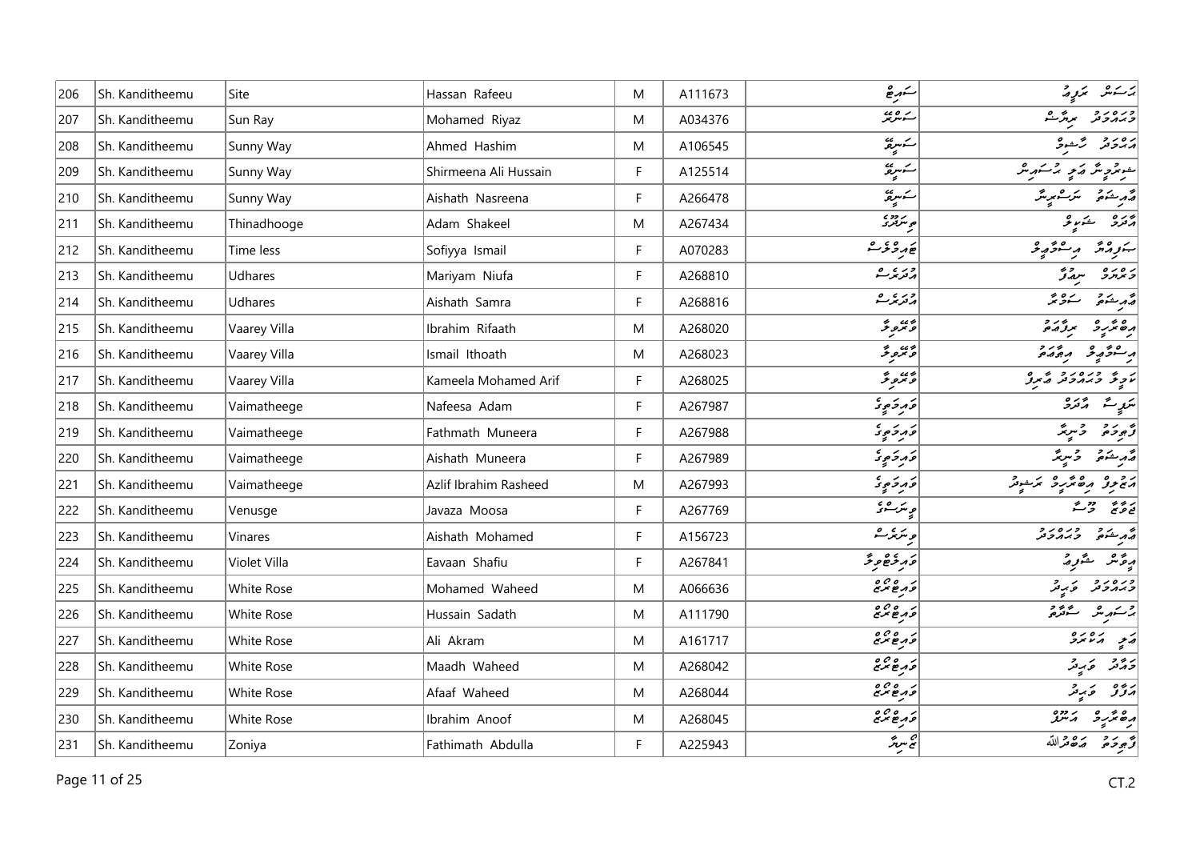| 206 | Sh. Kanditheemu | Site | Hassan Rafeeu | M | A111673 | سَىَٰٔٔ | بَرَسَنْ بَرَوِيْ |
|---|---|---|---|---|---|---|---|
| 207 | Sh. Kanditheemu | Sun Ray | Mohamed Riyaz | M | A034376 | سَنْرَيْ | وُحَمَّدُ رِيَاضْ |
| 208 | Sh. Kanditheemu | Sunny Way | Ahmed Hashim | M | A106545 | سَنِيوٍ | اَحْمَدُ هَاشِمْ |
| 209 | Sh. Kanditheemu | Sunny Way | Shirmeena Ali Hussain | F | A125514 | سَنِيوٍ | شِرْمِيْنَا عَلِي حُسَيْن |
| 210 | Sh. Kanditheemu | Sunny Way | Aishath Nasreena | F | A266478 | سَنِيوٍ | عَائِشَةْ نَسْرِيْنَا |
| 211 | Sh. Kanditheemu | Thinadhooge | Adam Shakeel | M | A267434 | تِنَدُوْگެ | آدَمْ شَكِيلْ |
| 212 | Sh. Kanditheemu | Time less | Sofiyya Ismail | F | A070283 | ٽائِمْلެسْ | سَوفِيَّا إِسْمَاعِيلْ |
| 213 | Sh. Kanditheemu | Udhares | Mariyam Niufa | F | A268810 | اُدَرެسْ | مَرْيَمْ نِيُوفَا |
| 214 | Sh. Kanditheemu | Udhares | Aishath Samra | F | A268816 | اُدَرެسْ | عَائِشَةْ سَمْرَا |
| 215 | Sh. Kanditheemu | Vaarey Villa | Ibrahim Rifaath | M | A268020 | وَارޭوِلَا | اِبْرَاهِيمْ رِفَاعَتْ |
| 216 | Sh. Kanditheemu | Vaarey Villa | Ismail Ithoath | M | A268023 | وَارޭوِلَا | اِسْمَاعِيلْ اِثُوعَتْ |
| 217 | Sh. Kanditheemu | Vaarey Villa | Kameela Mohamed Arif | F | A268025 | وَارޭوِلَا | كَمِيلَا مُحَمَّدْ عَارِفْ |
| 218 | Sh. Kanditheemu | Vaimatheege | Nafeesa Adam | F | A267987 | وَايْمَتީگެ | نَفِيسَا آدَمْ |
| 219 | Sh. Kanditheemu | Vaimatheege | Fathmath Muneera | F | A267988 | وَايْمَتީگެ | فَاطِمَةْ مُنِيرَا |
| 220 | Sh. Kanditheemu | Vaimatheege | Aishath Muneera | F | A267989 | وَايْمَتީگެ | عَائِشَةْ مُنِيرَا |
| 221 | Sh. Kanditheemu | Vaimatheege | Azlif Ibrahim Rasheed | M | A267993 | وَايْمَتީگެ | اَزْلِيفْ اِبْرَاهِيمْ رَشِيدْ |
| 222 | Sh. Kanditheemu | Venusge | Javaza Moosa | F | A267769 | وީنَسْگެ | جَوَازَا مُوسَى |
| 223 | Sh. Kanditheemu | Vinares | Aishath Mohamed | F | A156723 | وِنَرެسْ | عَائِشَةْ مُحَمَّدْ |
| 224 | Sh. Kanditheemu | Violet Villa | Eavaan Shafiu | F | A267841 | وَايَلެٽْوِلَا | اِيوَانْ شَافِعُ |
| 225 | Sh. Kanditheemu | White Rose | Mohamed Waheed | M | A066636 | وَايْٽްرޯزް | مُحَمَّدْ وَحِيدْ |
| 226 | Sh. Kanditheemu | White Rose | Hussain Sadath | M | A111790 | وَايْٽްرޯزް | حُسَيْنْ سَعَادَتْ |
| 227 | Sh. Kanditheemu | White Rose | Ali Akram | M | A161717 | وَايْٽްرޯزް | عَلِي اَكْرَمْ |
| 228 | Sh. Kanditheemu | White Rose | Maadh Waheed | M | A268042 | وَايْٽްرޯزް | مَعَاذْ وَحِيدْ |
| 229 | Sh. Kanditheemu | White Rose | Afaaf Waheed | M | A268044 | وَايْٽްرޯزް | عَفَافْ وَحِيدْ |
| 230 | Sh. Kanditheemu | White Rose | Ibrahim Anoof | M | A268045 | وَايْٽްرޯزް | اِبْرَاهِيمْ اَنُوفْ |
| 231 | Sh. Kanditheemu | Zoniya | Fathimath Abdulla | F | A225943 | زޯنِيَا | فَاطِمَةْ عَبْدُالله |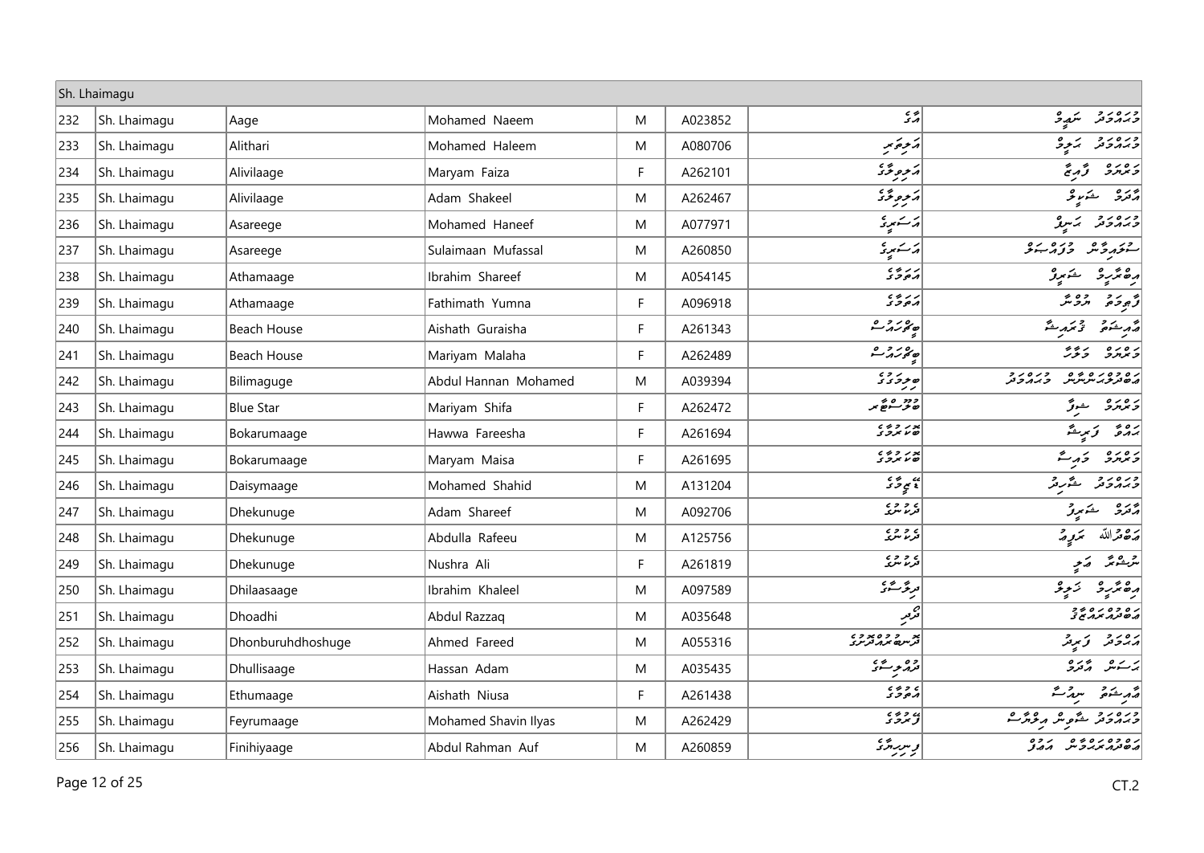| Sh. Lhaimagu | | | | | | | |
|---|---|---|---|---|---|---|---|
| 232 | Sh. Lhaimagu | Aage | Mohamed Naeem | M | A023852 | އާގެ | މުހައްމަދު ނައީމް |
| 233 | Sh. Lhaimagu | Alithari | Mohamed Haleem | M | A080706 | އަލިތަރި | މުހައްމަދު ހަލީމް |
| 234 | Sh. Lhaimagu | Alivilaage | Maryam Faiza | F | A262101 | އަލިވިލާގެ | މަރްޔަމް ފާއިޒާ |
| 235 | Sh. Lhaimagu | Alivilaage | Adam Shakeel | M | A262467 | އަލިވިލާގެ | އާދަމް ޝަކީލް |
| 236 | Sh. Lhaimagu | Asareege | Mohamed Haneef | M | A077971 | އަސަރީގެ | މުހައްމަދު ހަނީފް |
| 237 | Sh. Lhaimagu | Asareege | Sulaimaan Mufassal | M | A260850 | އަސަރީގެ | ސުލައިމާން މުފައްސަލް |
| 238 | Sh. Lhaimagu | Athamaage | Ibrahim Shareef | M | A054145 | އަތަމާގެ | އިބްރާހިމް ޝަރީފް |
| 239 | Sh. Lhaimagu | Athamaage | Fathimath Yumna | F | A096918 | އަތަމާގެ | ފާތިމަތު ޔުމްނާ |
| 240 | Sh. Lhaimagu | Beach House | Aishath Guraisha | F | A261343 | ބީޗްހައުސް | އައިޝަތު ގުރައިޝާ |
| 241 | Sh. Lhaimagu | Beach House | Mariyam Malaha | F | A262489 | ބީޗްހައުސް | މަރިޔަމް މަލާހާ |
| 242 | Sh. Lhaimagu | Bilimaguge | Abdul Hannan Mohamed | M | A039394 | ބިލިމަގުގެ | އަބްދުލްހަންނާން މުހައްމަދު |
| 243 | Sh. Lhaimagu | Blue Star | Mariyam Shifa | F | A262472 | ބްލޫސްޓާރ | މަރިޔަމް ޝިފާ |
| 244 | Sh. Lhaimagu | Bokarumaage | Hawwa Fareesha | F | A261694 | ބޮކަރުމާގެ | ހައްވާ ފަރީޝާ |
| 245 | Sh. Lhaimagu | Bokarumaage | Maryam Maisa | F | A261695 | ބޮކަރުމާގެ | މަރްޔަމް މައިސާ |
| 246 | Sh. Lhaimagu | Daisymaage | Mohamed Shahid | M | A131204 | ޑެއިޒީމާގެ | މުހައްމަދު ޝާހިދު |
| 247 | Sh. Lhaimagu | Dhekunuge | Adam Shareef | M | A092706 | ދެކުނުގެ | އާދަމް ޝަރީފް |
| 248 | Sh. Lhaimagu | Dhekunuge | Abdulla Rafeeu | M | A125756 | ދެކުނުގެ | އަބްދުﷲ ރަފީއު |
| 249 | Sh. Lhaimagu | Dhekunuge | Nushra Ali | F | A261819 | ދެކުނުގެ | ނުޝްރާ އަލި |
| 250 | Sh. Lhaimagu | Dhilaasaage | Ibrahim Khaleel | M | A097589 | ދިލާސާގެ | އިބްރާހިމް ޚަލީލް |
| 251 | Sh. Lhaimagu | Dhoadhi | Abdul Razzaq | M | A035648 | ދޯދި | އަބްދުއްރައްޒާޤު |
| 252 | Sh. Lhaimagu | Dhonburuhdhoshuge | Ahmed Fareed | M | A055316 | ދޮންބުރުއްދޮށުގެ | އަހުމަދު ފަރީދު |
| 253 | Sh. Lhaimagu | Dhullisaage | Hassan Adam | M | A035435 | ދުއްލިސާގެ | ހަސަން އާދަމް |
| 254 | Sh. Lhaimagu | Ethumaage | Aishath Niusa | F | A261438 | އެތުމާގެ | އައިޝަތު ނިއުސާ |
| 255 | Sh. Lhaimagu | Feyrumaage | Mohamed Shavin Ilyas | M | A262429 | ފޭރުމާގެ | މުހައްމަދު ޝާވިން އިލްޔާސް |
| 256 | Sh. Lhaimagu | Finihiyaage | Abdul Rahman Auf | M | A260859 | ފިނިހިޔާގެ | އަބްދުއްރަހްމާން އައުފް |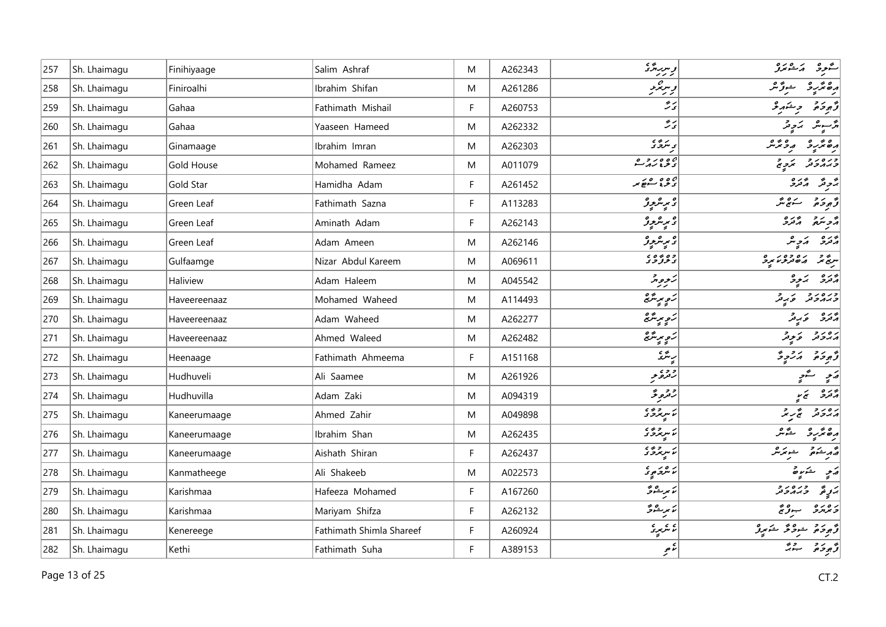| 257 | Sh. Lhaimagu | Finihiyaage | Salim Ashraf | M | A262343 | ޝިނިހިޔާގެ | ސާލިމް އަޝްރަފް |
|---|---|---|---|---|---|---|---|
| 258 | Sh. Lhaimagu | Finiroalhi | Ibrahim Shifan | M | A261286 | ފިނިރޯޅި | އިބްރާހީމް ޝިފާން |
| 259 | Sh. Lhaimagu | Gahaa | Fathimath Mishail | F | A260753 | ގަހާ | ފާތިމަތު މިޝާއިލް |
| 260 | Sh. Lhaimagu | Gahaa | Yaaseen Hameed | M | A262332 | ގަހާ | ޔާސީން ހަމީދު |
| 261 | Sh. Lhaimagu | Ginamaage | Ibrahim Imran | M | A262303 | ގިނަމާގެ | އިބްރާހީމް އިމްރާން |
| 262 | Sh. Lhaimagu | Gold House | Mohamed Rameez | M | A011079 | ގޯލްޑްހައުސް | މުހައްމަދު ރަމީޒު |
| 263 | Sh. Lhaimagu | Gold Star | Hamidha Adam | F | A261452 | ގޯލްޑްސްޓަރ | ހާމިދާ އާދަމް |
| 264 | Sh. Lhaimagu | Green Leaf | Fathimath Sazna | F | A113283 | ގްރީންލީފް | ފާތިމަތު ސަޒްނާ |
| 265 | Sh. Lhaimagu | Green Leaf | Aminath Adam | F | A262143 | ގްރީންލީފް | އާމިނަތު އާދަމް |
| 266 | Sh. Lhaimagu | Green Leaf | Adam Ameen | M | A262146 | ގްރީންލީފް | އާދަމް އަމީން |
| 267 | Sh. Lhaimagu | Gulfaamge | Nizar Abdul Kareem | M | A069611 | ގުލްފާމްގެ | ނިޒާރު އަބްދުލްކަރީމް |
| 268 | Sh. Lhaimagu | Haliview | Adam Haleem | M | A045542 | ހަލިވިއު | އާދަމް ހަލީމް |
| 269 | Sh. Lhaimagu | Haveereenaaz | Mohamed Waheed | M | A114493 | ހަވީރީނާޒް | މުހައްމަދު ވަހީދު |
| 270 | Sh. Lhaimagu | Haveereenaaz | Adam Waheed | M | A262277 | ހަވީރީނާޒް | އާދަމް ވަހީދު |
| 271 | Sh. Lhaimagu | Haveereenaaz | Ahmed Waleed | M | A262482 | ހަވީރީނާޒް | އަހުމަދު ވަލީދު |
| 272 | Sh. Lhaimagu | Heenaage | Fathimath Ahmeema | F | A151168 | ހީނާގެ | ފާތިމަތު އަޙްމީމާ |
| 273 | Sh. Lhaimagu | Hudhuveli | Ali Saamee | M | A261926 | ހުދުވެލި | އަލި ސާމީ |
| 274 | Sh. Lhaimagu | Hudhuvilla | Adam Zaki | M | A094319 | ހުދުވިލާ | އާދަމް ޒަކީ |
| 275 | Sh. Lhaimagu | Kaneerumaage | Ahmed Zahir | M | A049898 | ކަނީރުމާގެ | އަހުމަދު ޒާހިރު |
| 276 | Sh. Lhaimagu | Kaneerumaage | Ibrahim Shan | M | A262435 | ކަނީރުމާގެ | އިބްރާހީމް ޝާން |
| 277 | Sh. Lhaimagu | Kaneerumaage | Aishath Shiran | F | A262437 | ކަނީރުމާގެ | އާއިޝަތު ޝިރަން |
| 278 | Sh. Lhaimagu | Kanmatheege | Ali Shakeeb | M | A022573 | ކަންމަތީގެ | އަލި ޝަކީބު |
| 279 | Sh. Lhaimagu | Karishmaa | Hafeeza Mohamed | F | A167260 | ކަރިޝްމާ | ހަފީޒާ މުހައްމަދު |
| 280 | Sh. Lhaimagu | Karishmaa | Mariyam Shifza | F | A262132 | ކަރިޝްމާ | މަރިޔަމް ޝިފްޒާ |
| 281 | Sh. Lhaimagu | Kenereege | Fathimath Shimla Shareef | F | A260924 | ކެނެރީގެ | ފާތިމަތު ޝިމްލާ ޝަރީފު |
| 282 | Sh. Lhaimagu | Kethi | Fathimath Suha | F | A389153 | ކެތި | ފާތިމަތު ސުހާ |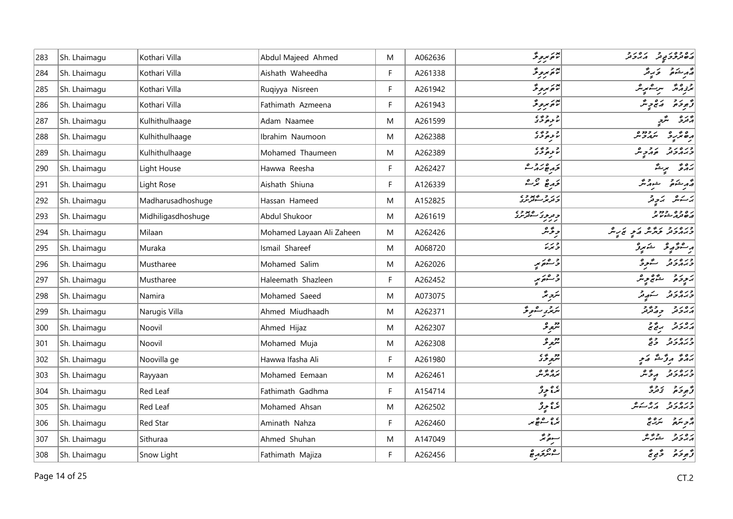| 283 | Sh. Lhaimagu | Kothari Villa | Abdul Majeed Ahmed | M | A062636 | ކޮތަރިވިލާ | އަބްދުލްމަޖީދު އަޙްމަދު |
|---|---|---|---|---|---|---|---|
| 284 | Sh. Lhaimagu | Kothari Villa | Aishath Waheedha | F | A261338 | ކޮތަރިވިލާ | އައިޝަތު ވަޙީދާ |
| 285 | Sh. Lhaimagu | Kothari Villa | Ruqiyya Nisreen | F | A261942 | ކޮތަރިވިލާ | ރުޤިއްޔާ ނިސްރީން |
| 286 | Sh. Lhaimagu | Kothari Villa | Fathimath Azmeena | F | A261943 | ކޮތަރިވިލާ | ފާތިމަތު އަޒްމީނާ |
| 287 | Sh. Lhaimagu | Kulhithulhaage | Adam Naamee | M | A261599 | ކުޅިތުޅާގެ | އާދަމް ނާމީ |
| 288 | Sh. Lhaimagu | Kulhithulhaage | Ibrahim Naumoon | M | A262388 | ކުޅިތުޅާގެ | އިބްރާހީމް ނައުމޫން |
| 289 | Sh. Lhaimagu | Kulhithulhaage | Mohamed Thaumeen | M | A262389 | ކުޅިތުޅާގެ | މުޙައްމަދު ތައުމީން |
| 290 | Sh. Lhaimagu | Light House | Hawwa Reesha | F | A262427 | ލައިޓްހައުސް | ހައްވާ ރީޝާ |
| 291 | Sh. Lhaimagu | Light Rose | Aishath Shiuna | F | A126339 | ލައިޓް ރޯސް | އައިޝަތު ޝިއުނާ |
| 292 | Sh. Lhaimagu | Madharusadhoshuge | Hassan Hameed | M | A152825 | މަދަރުސާދޮށުގެ | ހަސަން ހަމީދު |
| 293 | Sh. Lhaimagu | Midhiligasdhoshuge | Abdul Shukoor | M | A261619 | މިދިލިގަސްދޮށުގެ | އަބްދުލްޝުކޫރު |
| 294 | Sh. Lhaimagu | Milaan | Mohamed Layaan Ali Zaheen | M | A262426 | މިލާން | މުޙައްމަދު ލަޔާން އަލި ޒަހީން |
| 295 | Sh. Lhaimagu | Muraka | Ismail Shareef | M | A068720 | މުރަކަ | އިސްމާޢީލް ޝަރީފް |
| 296 | Sh. Lhaimagu | Mustharee | Mohamed Salim | M | A262026 | މުސްތަރީ | މުޙައްމަދު ސާލިމް |
| 297 | Sh. Lhaimagu | Mustharee | Haleemath Shazleen | F | A262452 | މުސްތަރީ | ހަލީމަތު ޝާޒްލީން |
| 298 | Sh. Lhaimagu | Namira | Mohamed Saeed | M | A073075 | ނަމިރާ | މުޙައްމަދު ސައީދު |
| 299 | Sh. Lhaimagu | Narugis Villa | Ahmed Miudhaadh | M | A262371 | ނަރުގިސްވިލާ | އަޙްމަދު މިއުދާދު |
| 300 | Sh. Lhaimagu | Noovil | Ahmed Hijaz | M | A262307 | ނޫވިލް | އަޙްމަދު ހިޖާޒު |
| 301 | Sh. Lhaimagu | Noovil | Mohamed Muja | M | A262308 | ނޫވިލް | މުޙައްމަދު މުޖާ |
| 302 | Sh. Lhaimagu | Noovilla ge | Hawwa Ifasha Ali | F | A261980 | ނޫވިލާގެ | ހައްވާ އިފާޝާ އަލި |
| 303 | Sh. Lhaimagu | Rayyaan | Mohamed Eemaan | M | A262461 | ރައްޔާން | މުޙައްމަދު އީމާން |
| 304 | Sh. Lhaimagu | Red Leaf | Fathimath Gadhma | F | A154714 | ރެޑްލީފް | ފާތިމަތު ގަދުމާ |
| 305 | Sh. Lhaimagu | Red Leaf | Mohamed Ahsan | M | A262502 | ރެޑްލީފް | މުޙައްމަދު އަޙްސަން |
| 306 | Sh. Lhaimagu | Red Star | Aminath Nahza | F | A262460 | ރެޑްސްޓާރ | އާމިނަތު ނަހްޒާ |
| 307 | Sh. Lhaimagu | Sithuraa | Ahmed Shuhan | M | A147049 | ސިތުރާ | އަޙްމަދު ޝުހާން |
| 308 | Sh. Lhaimagu | Snow Light | Fathimath Majiza | F | A262456 | ސްނޯލައިޓް | ފާތިމަތު މާޖިޒާ |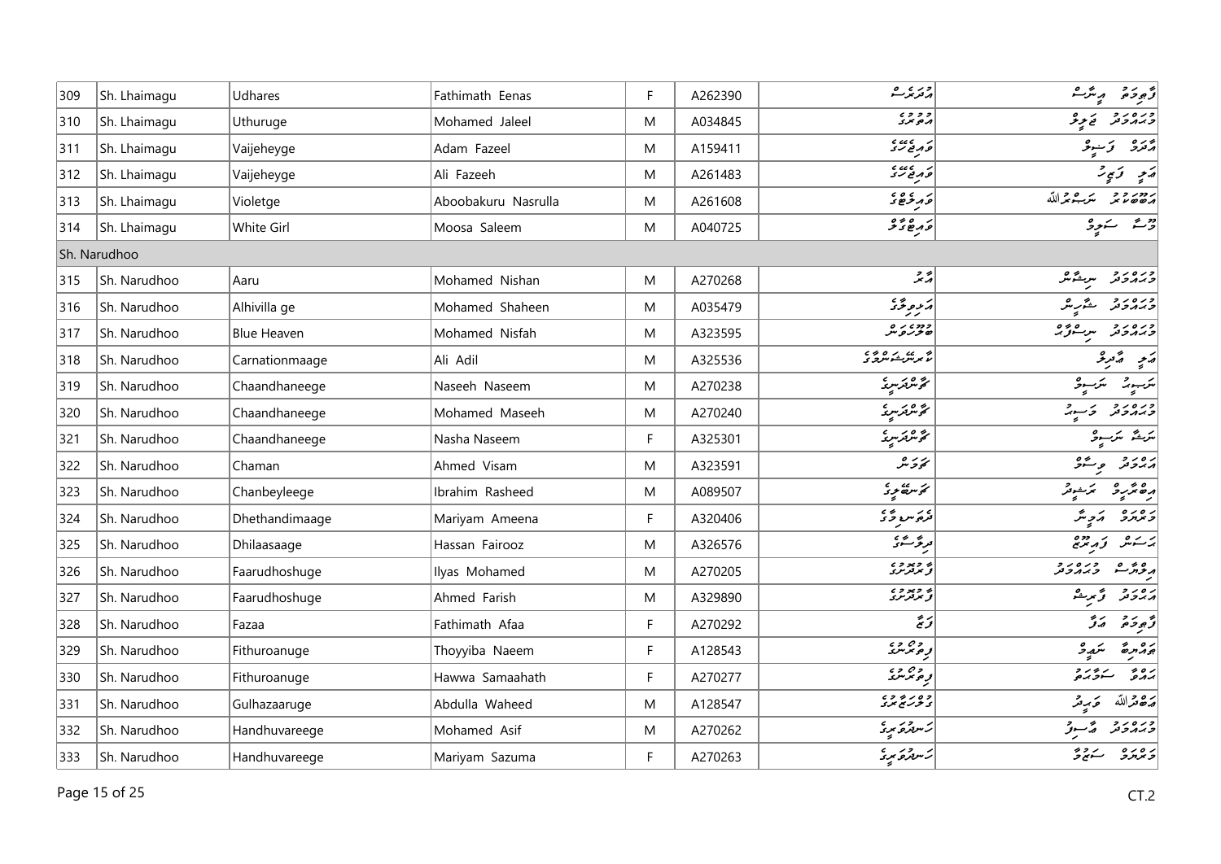| 309 | Sh. Lhaimagu | Udhares | Fathimath Eenas | F | A262390 | މުދަރަސް | ފާތިމަތު އީނާސް |
|---|---|---|---|---|---|---|---|
| 310 | Sh. Lhaimagu | Uthuruge | Mohamed Jaleel | M | A034845 | އުތުރުގެ | މުޙައްމަދު ޖަލީލް |
| 311 | Sh. Lhaimagu | Vaijeheyge | Adam Fazeel | M | A159411 | ވައިޖެހޭގެ | އާދަމް ފަޒީލް |
| 312 | Sh. Lhaimagu | Vaijeheyge | Ali Fazeeh | M | A261483 | ވައިޖެހޭގެ | އަލީ ފަޒީހު |
| 313 | Sh. Lhaimagu | Violetge | Aboobakuru Nasrulla | M | A261608 | ވައިލެޓްގެ | އަބޫބަކުރު ނަޞްރުﷲ |
| 314 | Sh. Lhaimagu | White Girl | Moosa Saleem | M | A040725 | ވައިޓްގާލް | މޫސާ ސަލީމް |
| Sh. Narudhoo | | | | | | | |
| 315 | Sh. Narudhoo | Aaru | Mohamed Nishan | M | A270268 | އާރު | މުޙައްމަދު ނިޝާން |
| 316 | Sh. Narudhoo | Alhivilla ge | Mohamed Shaheen | M | A035479 | އަޅިވިލާގެ | މުޙައްމަދު ޝާހިން |
| 317 | Sh. Narudhoo | Blue Heaven | Mohamed Nisfah | M | A323595 | ބްލޫހެވަން | މުޙައްމަދު ނިސްފާހު |
| 318 | Sh. Narudhoo | Carnationmaage | Ali Adil | M | A325536 | ކާނޭޝަންމާގެ | އަލީ އާދިލް |
| 319 | Sh. Narudhoo | Chaandhaneege | Naseeh Naseem | M | A270238 | ޗާންދަނީގެ | ނަސީހު ނަސީމް |
| 320 | Sh. Narudhoo | Chaandhaneege | Mohamed Maseeh | M | A270240 | ޗާންދަނީގެ | މުޙައްމަދު މަސީހު |
| 321 | Sh. Narudhoo | Chaandhaneege | Nasha Naseem | F | A325301 | ޗާންދަނީގެ | ނަޝާ ނަސީމް |
| 322 | Sh. Narudhoo | Chaman | Ahmed Visam | M | A323591 | ޗަމަން | އަޙްމަދު ވިސާމް |
| 323 | Sh. Narudhoo | Chanbeyleege | Ibrahim Rasheed | M | A089507 | ޗަނބޭލީގެ | އިބްރާހީމް ރަޝީދު |
| 324 | Sh. Narudhoo | Dhethandimaage | Mariyam Ameena | F | A320406 | ދެތަނދިމާގެ | މަރިޔަމް އަމީނާ |
| 325 | Sh. Narudhoo | Dhilaasaage | Hassan Fairooz | M | A326576 | ދިލާސާގެ | ޙަސަން ފައިރޫޒް |
| 326 | Sh. Narudhoo | Faarudhoshuge | Ilyas Mohamed | M | A270205 | ފާރުދޮށުގެ | އިލްޔާސް މުޙައްމަދު |
| 327 | Sh. Narudhoo | Faarudhoshuge | Ahmed Farish | M | A329890 | ފާރުދޮށުގެ | އަޙްމަދު ފާރިޝް |
| 328 | Sh. Narudhoo | Fazaa | Fathimath Afaa | F | A270292 | ފަޒާ | ފާތިމަތު އަފާ |
| 329 | Sh. Narudhoo | Fithuroanuge | Thoyyiba Naeem | F | A128543 | ފިތުރޯނުގެ | ތޮއްޔިބާ ނަޢީމް |
| 330 | Sh. Narudhoo | Fithuroanuge | Hawwa Samaahath | F | A270277 | ފިތުރޯނުގެ | ޙައްވާ ސަމާހަތު |
| 331 | Sh. Narudhoo | Gulhazaaruge | Abdulla Waheed | M | A128547 | ގުޅަޒާރުގެ | އަބްދުﷲ ވަޙީދު |
| 332 | Sh. Narudhoo | Handhuvareege | Mohamed Asif | M | A270262 | ހަނދުވަރީގެ | މުޙައްމަދު އާސިފު |
| 333 | Sh. Narudhoo | Handhuvareege | Mariyam Sazuma | F | A270263 | ހަނދުވަރީގެ | މަރިޔަމް ސަޒުމާ |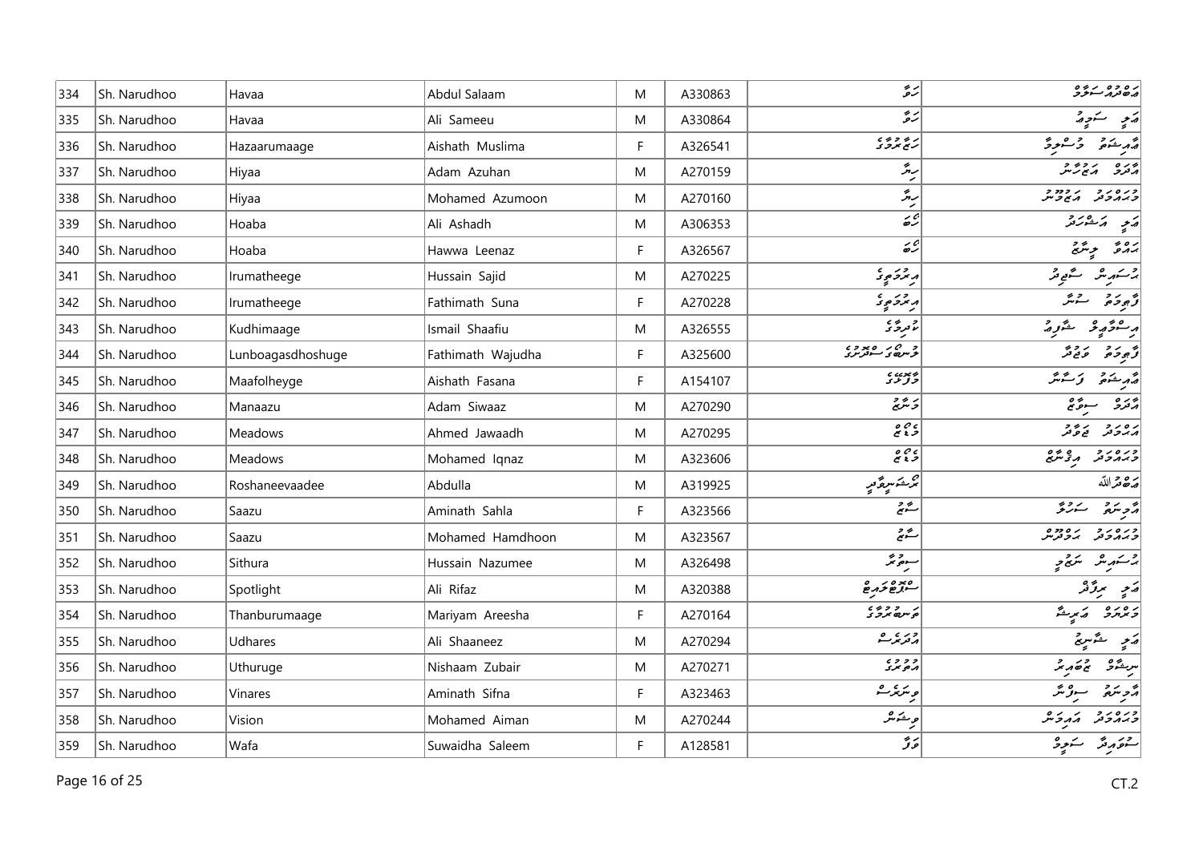| 334 | Sh. Narudhoo | Havaa | Abdul Salaam | M | A330863 | ހަވާ | އަބްދުލް ސަލާމް |
|---|---|---|---|---|---|---|---|
| 335 | Sh. Narudhoo | Havaa | Ali Sameeu | M | A330864 | ހަވާ | އަލި ސަމީޢު |
| 336 | Sh. Narudhoo | Hazaarumaage | Aishath Muslima | F | A326541 | ހަޒާރުމާގެ | އާއިޝަތު މުސްލިމާ |
| 337 | Sh. Narudhoo | Hiyaa | Adam Azuhan | M | A270159 | ހިޔާ | އާދަމް އަޒުހާން |
| 338 | Sh. Narudhoo | Hiyaa | Mohamed Azumoon | M | A270160 | ހިޔާ | މުހައްމަދު އަޒުމޫން |
| 339 | Sh. Narudhoo | Hoaba | Ali Ashadh | M | A306353 | ހޯބަ | އަލި އަޝްއަދު |
| 340 | Sh. Narudhoo | Hoaba | Hawwa Leenaz | F | A326567 | ހޯބަ | ހައްވާ ލީނާޒް |
| 341 | Sh. Narudhoo | Irumatheege | Hussain Sajid | M | A270225 | އިރުމަތީގެ | ހުސައިން ސާޖިދު |
| 342 | Sh. Narudhoo | Irumatheege | Fathimath Suna | F | A270228 | އިރުމަތީގެ | ފާތިމަތު ސުނާ |
| 343 | Sh. Narudhoo | Kudhimaage | Ismail Shaafiu | M | A326555 | ކުދިމާގެ | އިސްމާއީލް ޝާފިއު |
| 344 | Sh. Narudhoo | Lunboagasdhoshuge | Fathimath Wajudha | F | A325600 | ލުނބޯގަސްދޮށުގެ | ފާތިމަތު ވަޖުދާ |
| 345 | Sh. Narudhoo | Maafolheyge | Aishath Fasana | F | A154107 | މާފޮޅެއްގެ | އާއިޝަތު ފަސާނާ |
| 346 | Sh. Narudhoo | Manaazu | Adam Siwaaz | M | A270290 | މަނާޒު | އާދަމް ސިވާޒް |
| 347 | Sh. Narudhoo | Meadows | Ahmed Jawaadh | M | A270295 | މެޑޯޒް | އަހްމަދު ޖަވާދު |
| 348 | Sh. Narudhoo | Meadows | Mohamed Iqnaz | M | A323606 | މެޑޯޒް | މުހައްމަދު އިޤްނާޒް |
| 349 | Sh. Narudhoo | Roshaneevaadee | Abdulla | M | A319925 | ރޮޝަނީވާދީ | އަބްދުﷲ |
| 350 | Sh. Narudhoo | Saazu | Aminath Sahla | F | A323566 | ސާޒު | އާމިނަތު ސަހްލާ |
| 351 | Sh. Narudhoo | Saazu | Mohamed Hamdhoon | M | A323567 | ސާޒު | މުހައްމަދު ހަމްދޫން |
| 352 | Sh. Narudhoo | Sithura | Hussain Nazumee | M | A326498 | ސިތުރާ | ހުސައިން ނަޒުމީ |
| 353 | Sh. Narudhoo | Spotlight | Ali Rifaz | M | A320388 | ސްޕޮޓްލައިޓް | އަލި ރިފާޒު |
| 354 | Sh. Narudhoo | Thanburumaage | Mariyam Areesha | F | A270164 | ތަނބުރުމާގެ | މަރިޔަމް އަރީޝާ |
| 355 | Sh. Narudhoo | Udhares | Ali Shaaneez | M | A270294 | އުދަރެސް | އަލި ޝާނީޒް |
| 356 | Sh. Narudhoo | Uthuruge | Nishaam Zubair | M | A270271 | އުތުރުގެ | ނިޝާމް ޒުބައިރު |
| 357 | Sh. Narudhoo | Vinares | Aminath Sifna | F | A323463 | ވިނަރެސް | އާމިނަތު ސިފްނާ |
| 358 | Sh. Narudhoo | Vision | Mohamed Aiman | M | A270244 | ވިޝަން | މުހައްމަދު އައިމަން |
| 359 | Sh. Narudhoo | Wafa | Suwaidha Saleem | F | A128581 | ވަފާ | ސުވައިދާ ސަލީމް |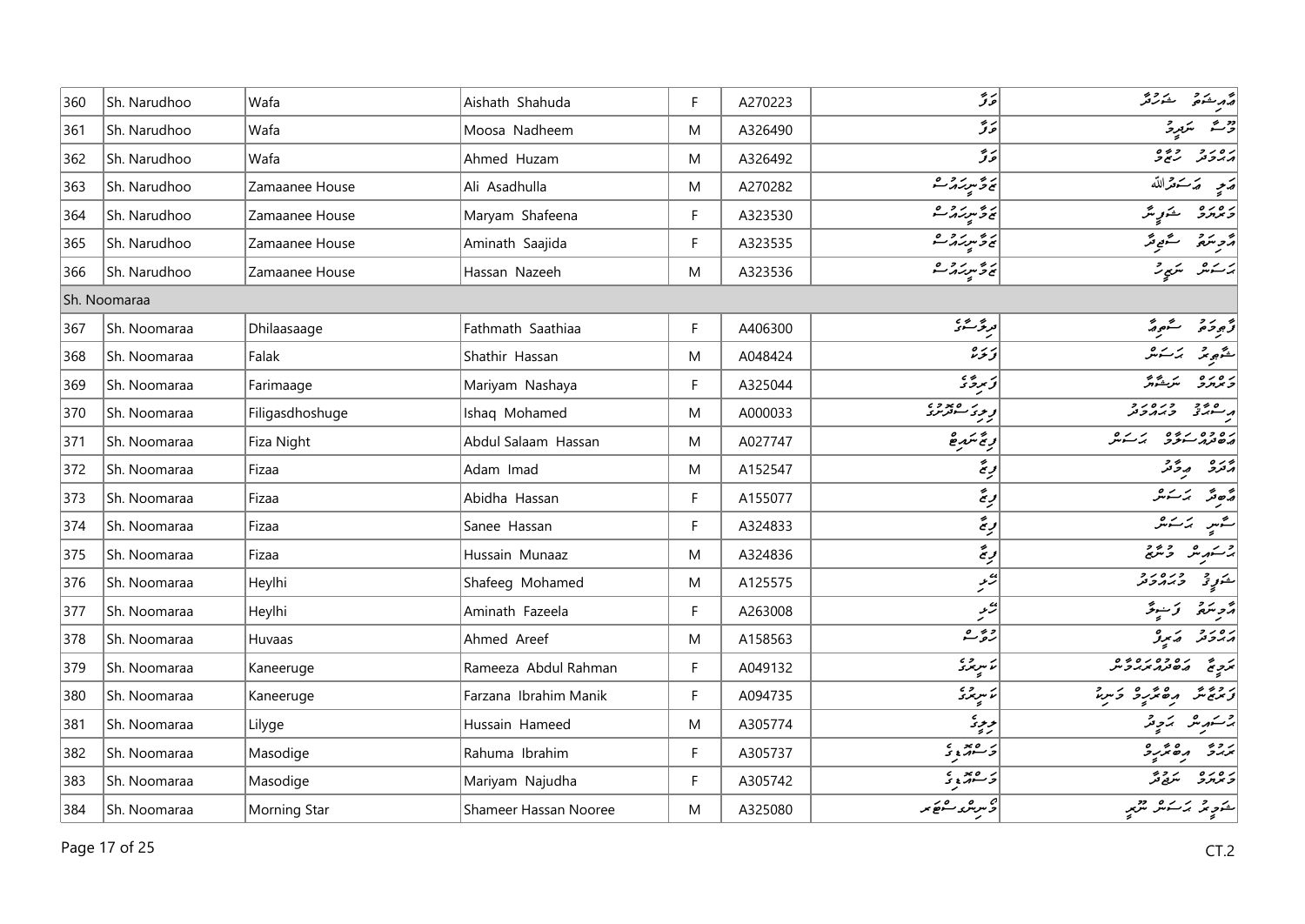| 360 | Sh. Narudhoo | Wafa | Aishath Shahuda | F | A270223 | ޥަފާ | އާއިޝަތު ޝަހުދާ |
|---|---|---|---|---|---|---|---|
| 361 | Sh. Narudhoo | Wafa | Moosa Nadheem | M | A326490 | ޥަފާ | މޫސާ ނަދީމް |
| 362 | Sh. Narudhoo | Wafa | Ahmed Huzam | M | A326492 | ޥަފާ | އަޙްމަދު ހުޒާމް |
| 363 | Sh. Narudhoo | Zamaanee House | Ali Asadhulla | M | A270282 | ޒަމާނީހައުސް | އަލި އަސަދުﷲ |
| 364 | Sh. Narudhoo | Zamaanee House | Maryam Shafeena | F | A323530 | ޒަމާނީހައުސް | މަރްޔަމް ޝަފީނާ |
| 365 | Sh. Narudhoo | Zamaanee House | Aminath Saajida | F | A323535 | ޒަމާނީހައުސް | އާމިނަތު ސާޖިދާ |
| 366 | Sh. Narudhoo | Zamaanee House | Hassan Nazeeh | M | A323536 | ޒަމާނީހައުސް | ހަސަން ނަޒީހު |
| Sh. Noomaraa | | | | | | | |
| 367 | Sh. Noomaraa | Dhilaasaage | Fathmath Saathiaa | F | A406300 | ދިލާސާގެ | ފާތިމަތު ސާތިޔާ |
| 368 | Sh. Noomaraa | Falak | Shathir Hassan | M | A048424 | ފަލަކް | ޝާތިރު ހަސަން |
| 369 | Sh. Noomaraa | Farimaage | Mariyam Nashaya | F | A325044 | ފަރިމާގެ | މަރިޔަމް ނަޝާޔާ |
| 370 | Sh. Noomaraa | Filigasdhoshuge | Ishaq Mohamed | M | A000033 | ފިލިގަސްދޮށުގެ | އިސްޙާޤު މުޙައްމަދު |
| 371 | Sh. Noomaraa | Fiza Night | Abdul Salaam Hassan | M | A027747 | ފިޒާނައިޓް | އަބްދުއްސަލާމް ހަސަން |
| 372 | Sh. Noomaraa | Fizaa | Adam Imad | M | A152547 | ފިޒާ | އާދަމް އިމާދު |
| 373 | Sh. Noomaraa | Fizaa | Abidha Hassan | F | A155077 | ފިޒާ | އާބިދާ ހަސަން |
| 374 | Sh. Noomaraa | Fizaa | Sanee Hassan | F | A324833 | ފިޒާ | ސާނީ ހަސަން |
| 375 | Sh. Noomaraa | Fizaa | Hussain Munaaz | M | A324836 | ފިޒާ | ހުސައިން މުނާޒު |
| 376 | Sh. Noomaraa | Heylhi | Shafeeg Mohamed | M | A125575 | ހޭޅި | ޝަފީގު މުޙައްމަދު |
| 377 | Sh. Noomaraa | Heylhi | Aminath Fazeela | F | A263008 | ހޭޅި | އާމިނަތު ފަޟީލާ |
| 378 | Sh. Noomaraa | Huvaas | Ahmed Areef | M | A158563 | ހުވާސް | އަޙްމަދު އަރީފު |
| 379 | Sh. Noomaraa | Kaneeruge | Rameeza Abdul Rahman | F | A049132 |ކަނީރުގެ | ރަމީޒާ އަބްދުއްރަޙްމާން |
| 380 | Sh. Noomaraa | Kaneeruge | Farzana Ibrahim Manik | F | A094735 | ކަނީރުގެ | ފަރުޒާނާ އިބްރާހިމް މަނިކު |
| 381 | Sh. Noomaraa | Lilyge | Hussain Hameed | M | A305774 | ލިލީގެ | ހުސައިން ހަމީދު |
| 382 | Sh. Noomaraa | Masodige | Rahuma Ibrahim | F | A305737 | މަސޯދިގެ | ރަޙުމާ އިބްރާހިމް |
| 383 | Sh. Noomaraa | Masodige | Mariyam Najudha | F | A305742 | މަސޯދިގެ | މަރިޔަމް ނަޖުދާ |
| 384 | Sh. Noomaraa | Morning Star | Shameer Hassan Nooree | M | A325080 | މޯނިންގސްޓަރ | ޝަމީރު ހަސަން ނޫރީ |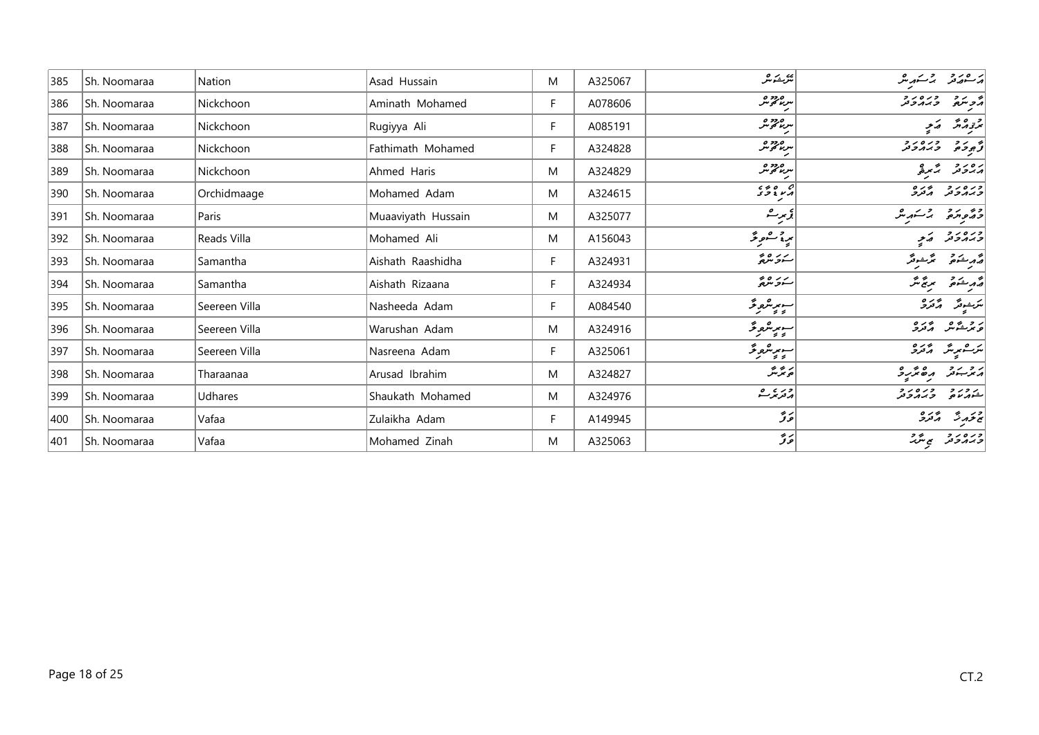| 385 | Sh. Noomaraa | Nation | Asad Hussain | M | A325067 | ނޭޝަން | އަސްޢަދު ޙުސައިން |
|---|---|---|---|---|---|---|---|
| 386 | Sh. Noomaraa | Nickchoon | Aminath Mohamed | F | A078606 | ނިކްޗޫން | އާމިނަތު މުޙައްމަދު |
| 387 | Sh. Noomaraa | Nickchoon | Rugiyya Ali | F | A085191 | ނިކްޗޫން | ރުޤިއްޔާ ޢަލީ |
| 388 | Sh. Noomaraa | Nickchoon | Fathimath Mohamed | F | A324828 | ނިކްޗޫން | ފާތިމަތު މުޙައްމަދު |
| 389 | Sh. Noomaraa | Nickchoon | Ahmed Haris | M | A324829 | ނިކްޗޫން | އަޙްމަދު ހާރިސް |
| 390 | Sh. Noomaraa | Orchidmaage | Mohamed Adam | M | A324615 | އޯކިޑްމާގެ | މުޙައްމަދު އާދަމް |
| 391 | Sh. Noomaraa | Paris | Muaaviyath Hussain | M | A325077 | ޕެރިސް | މުޢާވިޔަތު ޙުސައިން |
| 392 | Sh. Noomaraa | Reads Villa | Mohamed Ali | M | A156043 | ރީޑްސްވިލާ | މުޙައްމަދު ޢަލީ |
| 393 | Sh. Noomaraa | Samantha | Aishath Raashidha | F | A324931 | ސަމަންތާ | ޢާއިޝަތު ރާޝިދާ |
| 394 | Sh. Noomaraa | Samantha | Aishath Rizaana | F | A324934 | ސަމަންތާ | ޢާއިޝަތު ރިޒާނާ |
| 395 | Sh. Noomaraa | Seereen Villa | Nasheeda Adam | F | A084540 | ސީރީންވިލާ | ނަޝީދާ އާދަމް |
| 396 | Sh. Noomaraa | Seereen Villa | Warushan Adam | M | A324916 | ސީރީންވިލާ | ވަރުޝާން އާދަމް |
| 397 | Sh. Noomaraa | Seereen Villa | Nasreena Adam | F | A325061 | ސީރީންވިލާ | ނަސްރީނާ އާދަމް |
| 398 | Sh. Noomaraa | Tharaanaa | Arusad Ibrahim | M | A324827 | ތަރާނާ | އަރުސަދު އިބްރާހީމް |
| 399 | Sh. Noomaraa | Udhares | Shaukath Mohamed | M | A324976 | އުދަރެސް | ޝައުކަތު މުޙައްމަދު |
| 400 | Sh. Noomaraa | Vafaa | Zulaikha Adam | F | A149945 | ވަފާ | ޒުލައިޚާ އާދަމް |
| 401 | Sh. Noomaraa | Vafaa | Mohamed Zinah | M | A325063 | ވަފާ | މުޙައްމަދު ޒިނާހް |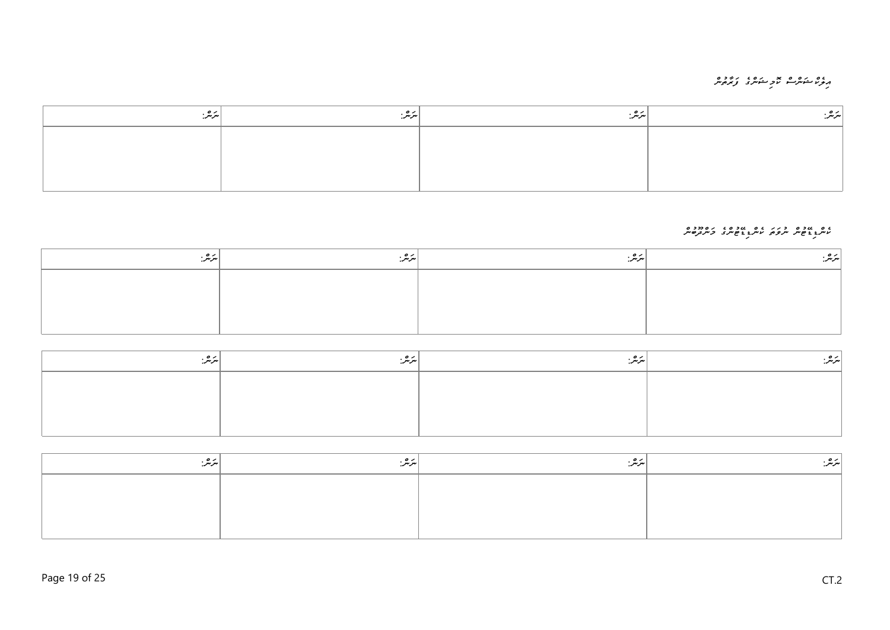# ދިވެހި ބަހުގެ ކުރު ޕެރެގްރާފު ލިޔުން

| ނަން: | ނަން: | ނަން: | ނަން: |
|---|---|---|---|
| | | | |

## ކުދިވެރިންނަށް ހުރިހާ ކުދިވެރިންނަށް ފެނުނު

| ނަން: | ނަން: | ނަން: | ނަން: |
|---|---|---|---|
| | | | |

| ނަން: | ނަން: | ނަން: | ނަން: |
|---|---|---|---|
| | | | |

| ނަން: | ނަން: | ނަން: | ނަން: |
|---|---|---|---|
| | | | |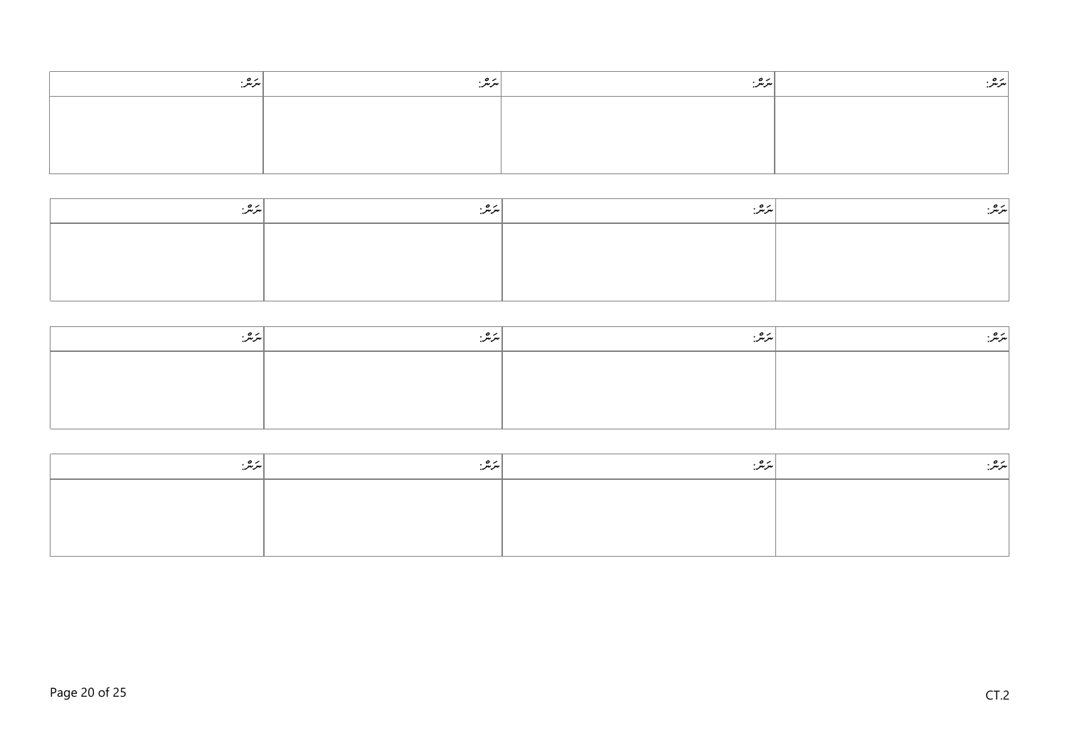| ނަންބަރު: | ނަންބަރު: | ނަންބަރު: | ނަންބަރު: |
|---|---|---|---|
| | | | |

| ނަންބަރު: | ނަންބަރު: | ނަންބަރު: | ނަންބަރު: |
|---|---|---|---|
| | | | |

| ނަންބަރު: | ނަންބަރު: | ނަންބަރު: | ނަންބަރު: |
|---|---|---|---|
| | | | |

| ނަންބަރު: | ނަންބަރު: | ނަންބަރު: | ނަންބަރު: |
|---|---|---|---|
| | | | |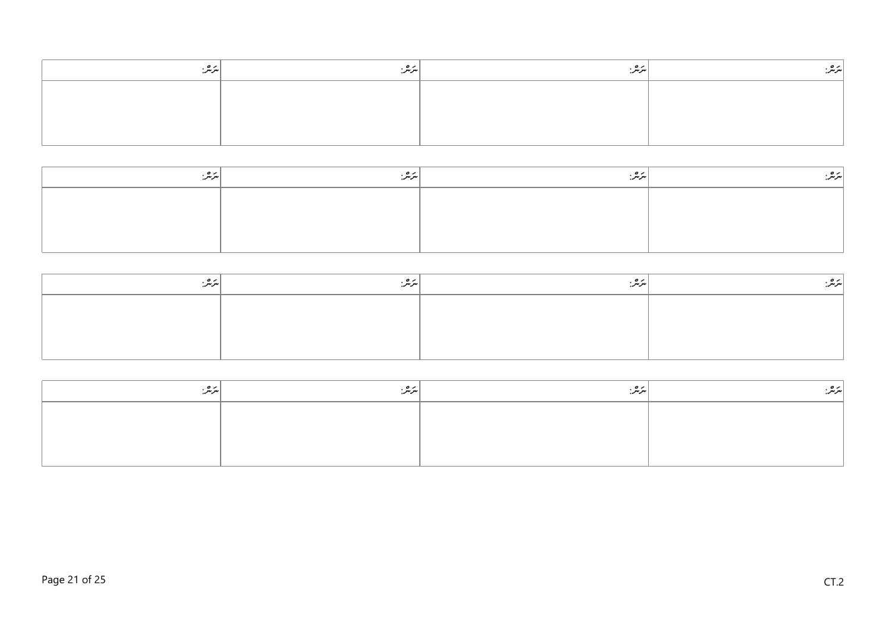| ނަންބަރު: | ނަންބަރު: | ނަންބަރު: | ނަންބަރު: |
|---|---|---|---|
| | | | |

| ނަންބަރު: | ނަންބަރު: | ނަންބަރު: | ނަންބަރު: |
|---|---|---|---|
| | | | |

| ނަންބަރު: | ނަންބަރު: | ނަންބަރު: | ނަންބަރު: |
|---|---|---|---|
| | | | |

| ނަންބަރު: | ނަންބަރު: | ނަންބަރު: | ނަންބަރު: |
|---|---|---|---|
| | | | |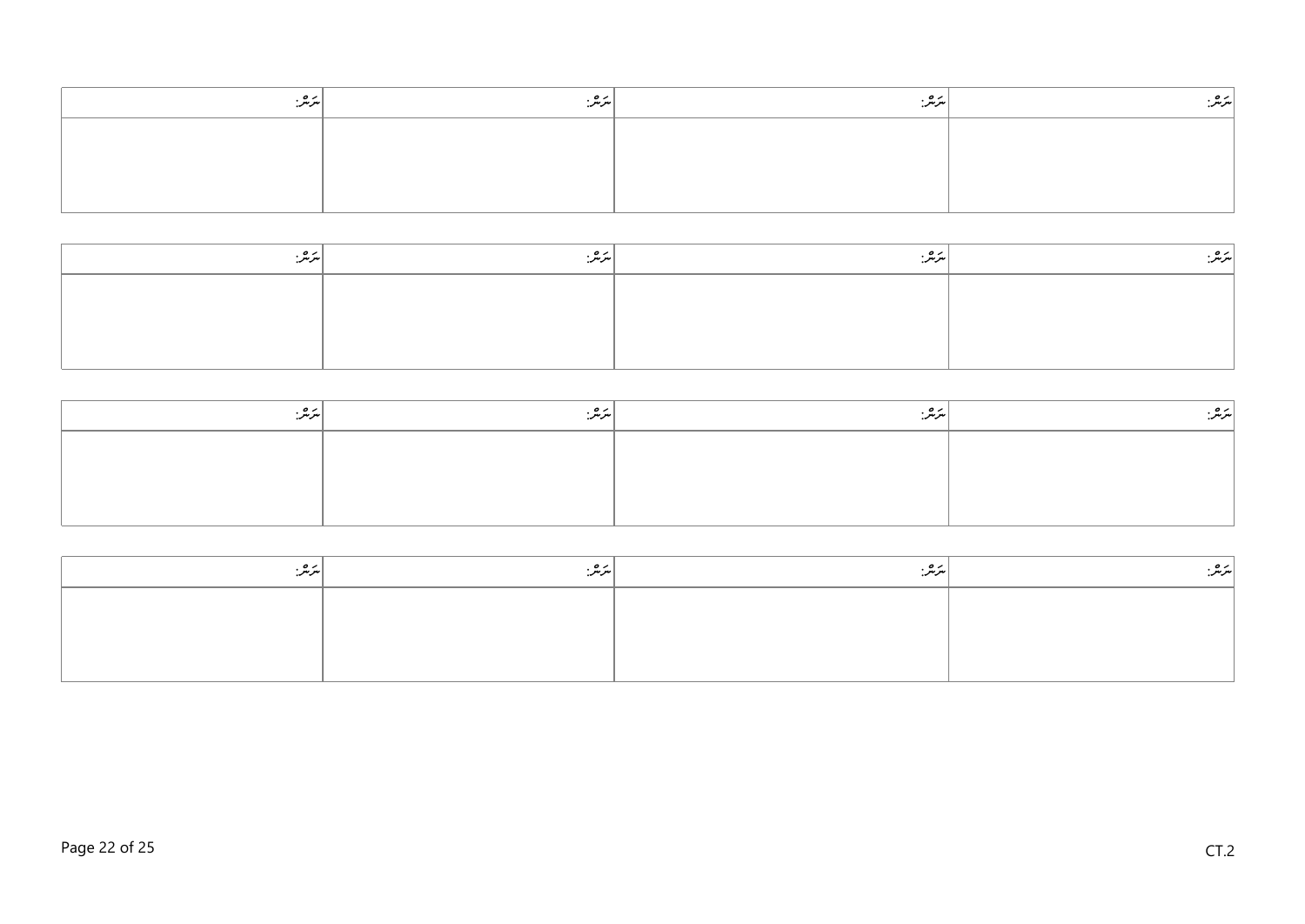| ނަންބަރު: | ނަންބަރު: | ނަންބަރު: | ނަންބަރު: |
|---|---|---|---|
| | | | |

| ނަންބަރު: | ނަންބަރު: | ނަންބަރު: | ނަންބަރު: |
|---|---|---|---|
| | | | |

| ނަންބަރު: | ނަންބަރު: | ނަންބަރު: | ނަންބަރު: |
|---|---|---|---|
| | | | |

| ނަންބަރު: | ނަންބަރު: | ނަންބަރު: | ނަންބަރު: |
|---|---|---|---|
| | | | |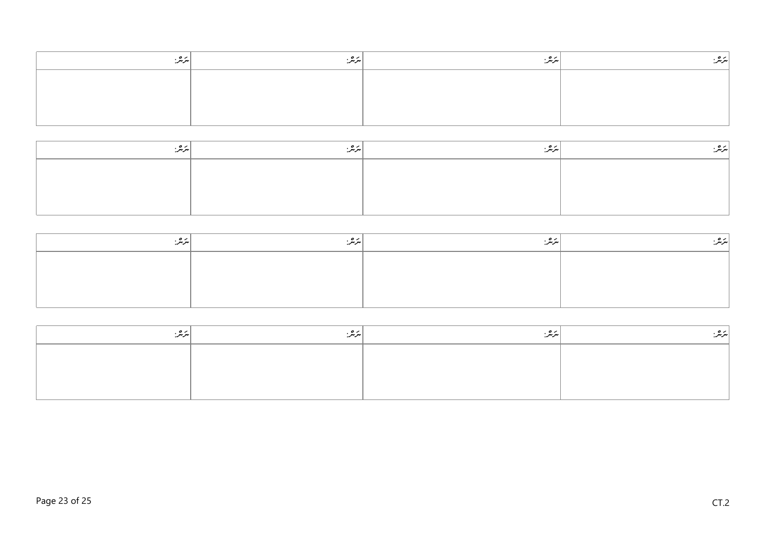| ަރަތް: | ަރަތް: | ަރަތް: | ަރަތް: |
|---|---|---|---|
| | | | |

| ަރަތް: | ަރަތް: | ަރަތް: | ަރަތް: |
|---|---|---|---|
| | | | |

| ަރަތް: | ަރަތް: | ަރަތް: | ަރަތް: |
|---|---|---|---|
| | | | |

| ަރަތް: | ަރަތް: | ަރަތް: | ަރަތް: |
|---|---|---|---|
| | | | |

CT.2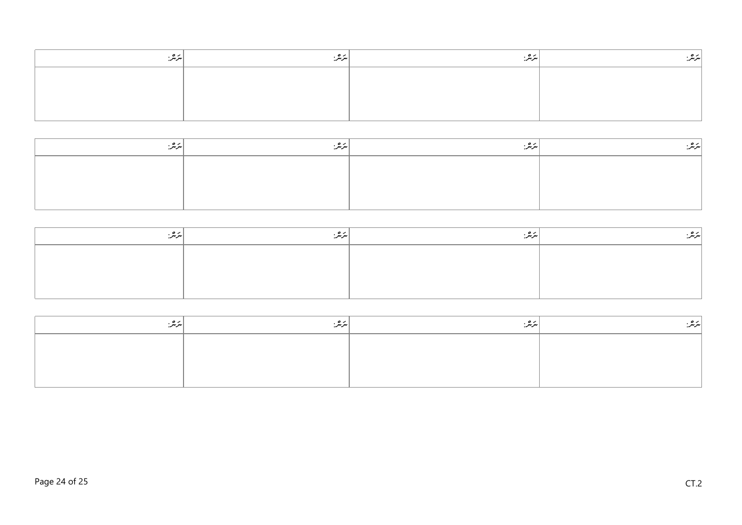| ނަރުދ: | ނަރުދ: | ނަރުދ: | ނަރުދ: |
| --- | --- | --- | --- |
| | | | |

| ނަރުދ: | ނަރުދ: | ނަރުދ: | ނަރުދ: |
| --- | --- | --- | --- |
| | | | |

| ނަރުދ: | ނަރުދ: | ނަރުދ: | ނަރުދ: |
| --- | --- | --- | --- |
| | | | |

| ނަރުދ: | ނަރުދ: | ނަރުދ: | ނަރުދ: |
| --- | --- | --- | --- |
| | | | |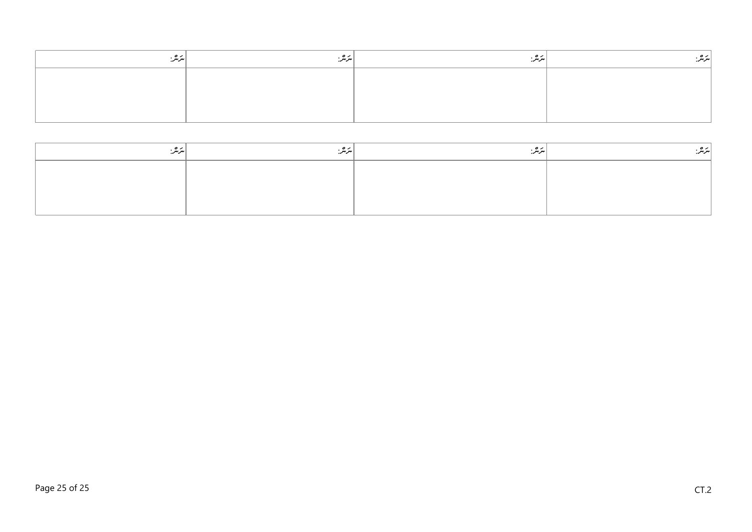| ނަރުދ: | ނަރުދ: | ނަރުދ: | ނަރުދ: |
| --- | --- | --- | --- |
| | | | |

| ނަރުދ: | ނަރުދ: | ނަރުދ: | ނަރުދ: |
| --- | --- | --- | --- |
| | | | |